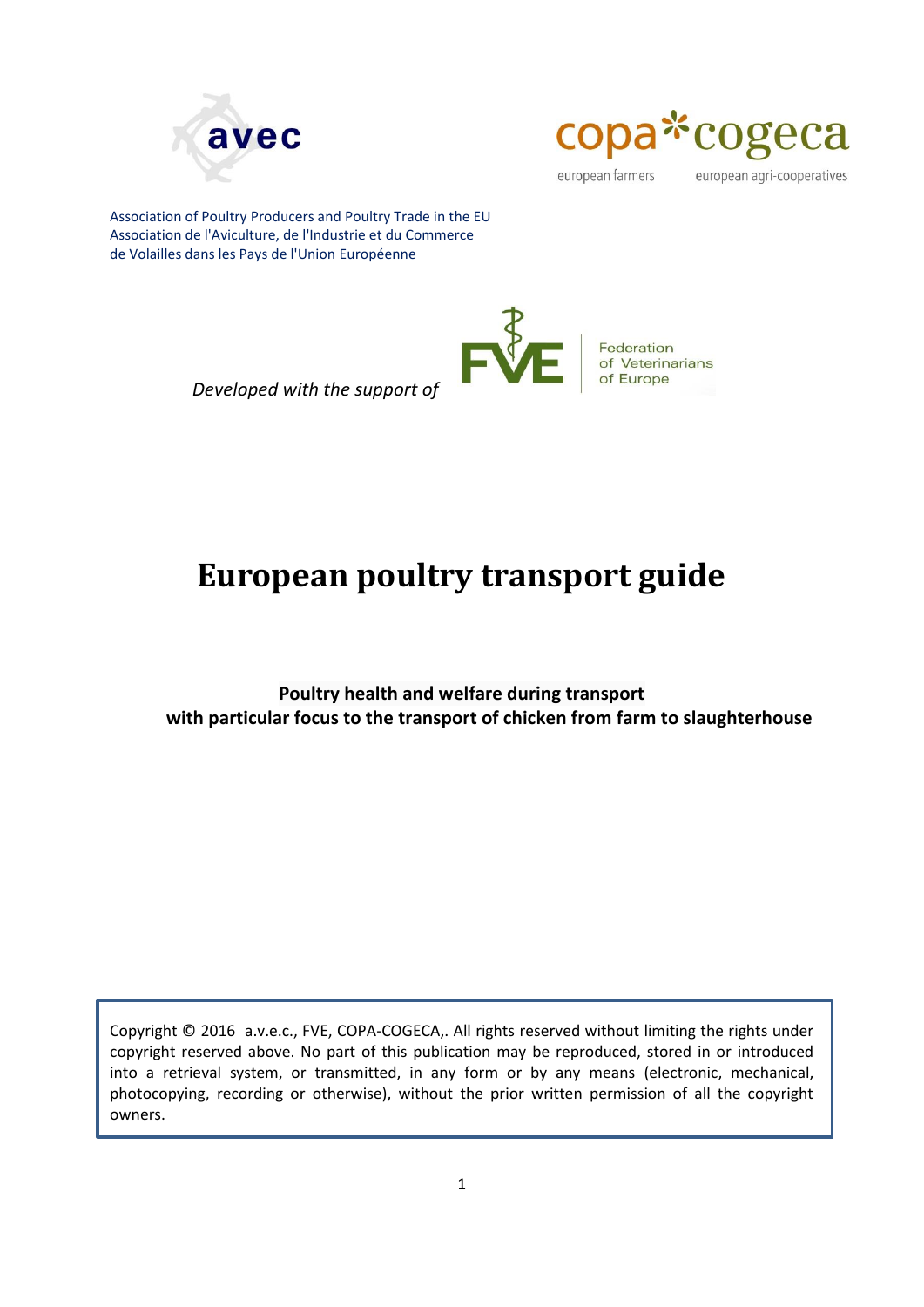avec

copa cogeca

european farmers european agri-cooperatives

Association of Poultry Producers and Poultry Trade in the EU
Association de l'Aviculture, de l'Industrie et du Commerce
de Volailles dans les Pays de l'Union Européenne

*Developed with the support of* FVE Federation of Veterinarians of Europe

# European poultry transport guide

**Poultry health and welfare during transport**
**with particular focus to the transport of chicken from farm to slaughterhouse**

Copyright © 2016 a.v.e.c., FVE, COPA-COGECA,. All rights reserved without limiting the rights under copyright reserved above. No part of this publication may be reproduced, stored in or introduced into a retrieval system, or transmitted, in any form or by any means (electronic, mechanical, photocopying, recording or otherwise), without the prior written permission of all the copyright owners.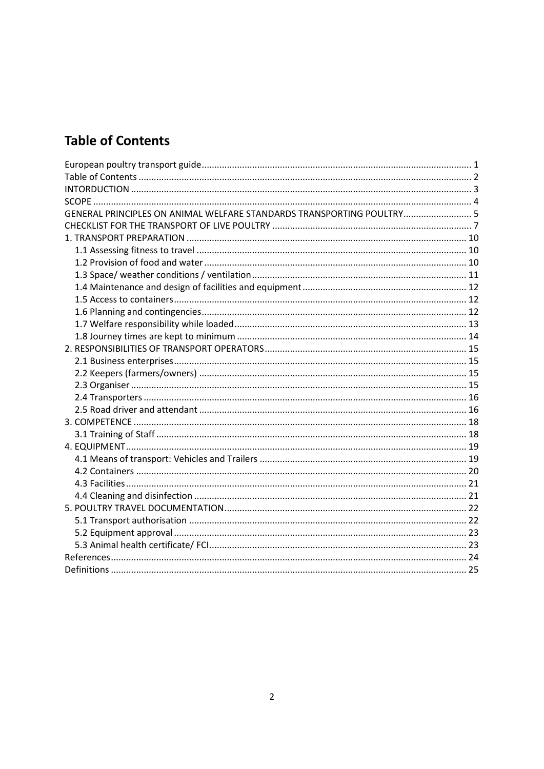# Table of Contents

European poultry transport guide ........ 1
Table of Contents ........ 2
INTORDUCTION ........ 3
SCOPE ........ 4
GENERAL PRINCIPLES ON ANIMAL WELFARE STANDARDS TRANSPORTING POULTRY ........ 5
CHECKLIST FOR THE TRANSPORT OF LIVE POULTRY ........ 7
1. TRANSPORT PREPARATION ........ 10
  1.1 Assessing fitness to travel ........ 10
  1.2 Provision of food and water ........ 10
  1.3 Space/ weather conditions / ventilation ........ 11
  1.4 Maintenance and design of facilities and equipment ........ 12
  1.5 Access to containers ........ 12
  1.6 Planning and contingencies ........ 12
  1.7 Welfare responsibility while loaded ........ 13
  1.8 Journey times are kept to minimum ........ 14
2. RESPONSIBILITIES OF TRANSPORT OPERATORS ........ 15
  2.1 Business enterprises ........ 15
  2.2 Keepers (farmers/owners) ........ 15
  2.3 Organiser ........ 15
  2.4 Transporters ........ 16
  2.5 Road driver and attendant ........ 16
3. COMPETENCE ........ 18
  3.1 Training of Staff ........ 18
4. EQUIPMENT ........ 19
  4.1 Means of transport: Vehicles and Trailers ........ 19
  4.2 Containers ........ 20
  4.3 Facilities ........ 21
  4.4 Cleaning and disinfection ........ 21
5. POULTRY TRAVEL DOCUMENTATION ........ 22
  5.1 Transport authorisation ........ 22
  5.2 Equipment approval ........ 23
  5.3 Animal health certificate/ FCI ........ 23
References ........ 24
Definitions ........ 25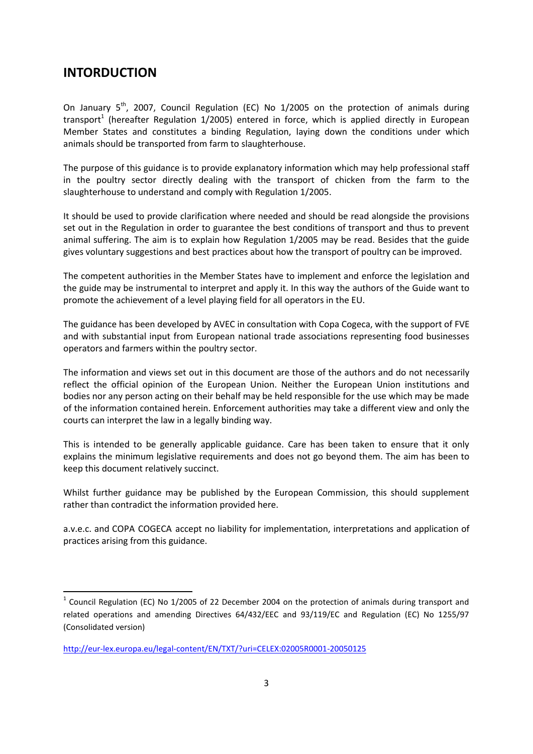# INTORDUCTION

On January 5th, 2007, Council Regulation (EC) No 1/2005 on the protection of animals during transport[1] (hereafter Regulation 1/2005) entered in force, which is applied directly in European Member States and constitutes a binding Regulation, laying down the conditions under which animals should be transported from farm to slaughterhouse.

The purpose of this guidance is to provide explanatory information which may help professional staff in the poultry sector directly dealing with the transport of chicken from the farm to the slaughterhouse to understand and comply with Regulation 1/2005.

It should be used to provide clarification where needed and should be read alongside the provisions set out in the Regulation in order to guarantee the best conditions of transport and thus to prevent animal suffering. The aim is to explain how Regulation 1/2005 may be read. Besides that the guide gives voluntary suggestions and best practices about how the transport of poultry can be improved.

The competent authorities in the Member States have to implement and enforce the legislation and the guide may be instrumental to interpret and apply it. In this way the authors of the Guide want to promote the achievement of a level playing field for all operators in the EU.

The guidance has been developed by AVEC in consultation with Copa Cogeca, with the support of FVE and with substantial input from European national trade associations representing food businesses operators and farmers within the poultry sector.

The information and views set out in this document are those of the authors and do not necessarily reflect the official opinion of the European Union. Neither the European Union institutions and bodies nor any person acting on their behalf may be held responsible for the use which may be made of the information contained herein. Enforcement authorities may take a different view and only the courts can interpret the law in a legally binding way.

This is intended to be generally applicable guidance. Care has been taken to ensure that it only explains the minimum legislative requirements and does not go beyond them. The aim has been to keep this document relatively succinct.

Whilst further guidance may be published by the European Commission, this should supplement rather than contradict the information provided here.

a.v.e.c. and COPA COGECA accept no liability for implementation, interpretations and application of practices arising from this guidance.

---

[1] Council Regulation (EC) No 1/2005 of 22 December 2004 on the protection of animals during transport and related operations and amending Directives 64/432/EEC and 93/119/EC and Regulation (EC) No 1255/97 (Consolidated version)

http://eur-lex.europa.eu/legal-content/EN/TXT/?uri=CELEX:02005R0001-20050125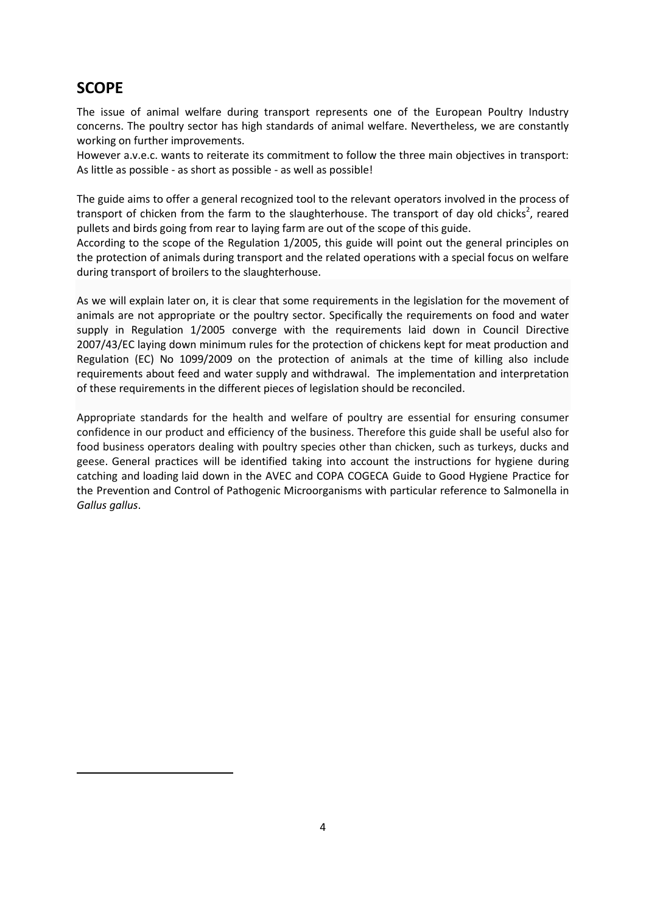## SCOPE

The issue of animal welfare during transport represents one of the European Poultry Industry concerns. The poultry sector has high standards of animal welfare. Nevertheless, we are constantly working on further improvements.
However a.v.e.c. wants to reiterate its commitment to follow the three main objectives in transport: As little as possible - as short as possible - as well as possible!

The guide aims to offer a general recognized tool to the relevant operators involved in the process of transport of chicken from the farm to the slaughterhouse. The transport of day old chicks[2], reared pullets and birds going from rear to laying farm are out of the scope of this guide.
According to the scope of the Regulation 1/2005, this guide will point out the general principles on the protection of animals during transport and the related operations with a special focus on welfare during transport of broilers to the slaughterhouse.

As we will explain later on, it is clear that some requirements in the legislation for the movement of animals are not appropriate or the poultry sector. Specifically the requirements on food and water supply in Regulation 1/2005 converge with the requirements laid down in Council Directive 2007/43/EC laying down minimum rules for the protection of chickens kept for meat production and Regulation (EC) No 1099/2009 on the protection of animals at the time of killing also include requirements about feed and water supply and withdrawal. The implementation and interpretation of these requirements in the different pieces of legislation should be reconciled.

Appropriate standards for the health and welfare of poultry are essential for ensuring consumer confidence in our product and efficiency of the business. Therefore this guide shall be useful also for food business operators dealing with poultry species other than chicken, such as turkeys, ducks and geese. General practices will be identified taking into account the instructions for hygiene during catching and loading laid down in the AVEC and COPA COGECA Guide to Good Hygiene Practice for the Prevention and Control of Pathogenic Microorganisms with particular reference to Salmonella in *Gallus gallus*.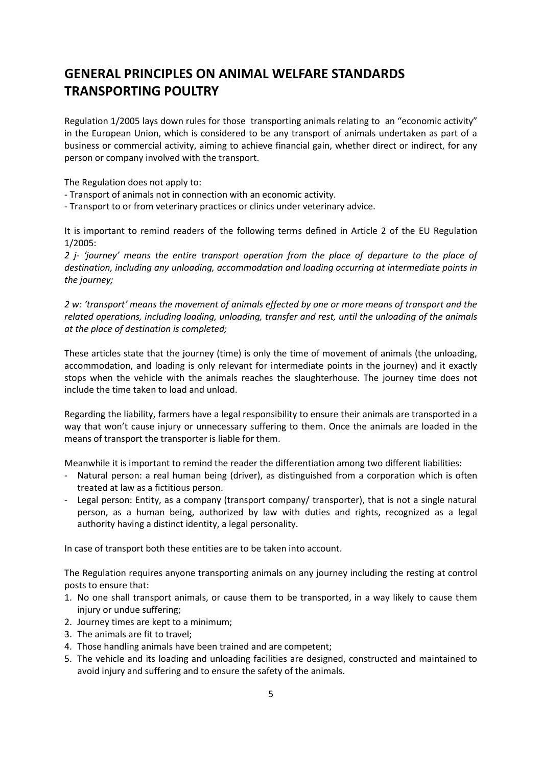# GENERAL PRINCIPLES ON ANIMAL WELFARE STANDARDS TRANSPORTING POULTRY

Regulation 1/2005 lays down rules for those transporting animals relating to an "economic activity" in the European Union, which is considered to be any transport of animals undertaken as part of a business or commercial activity, aiming to achieve financial gain, whether direct or indirect, for any person or company involved with the transport.

The Regulation does not apply to:

- Transport of animals not in connection with an economic activity.
- Transport to or from veterinary practices or clinics under veterinary advice.

It is important to remind readers of the following terms defined in Article 2 of the EU Regulation 1/2005:

*2 j- 'journey' means the entire transport operation from the place of departure to the place of destination, including any unloading, accommodation and loading occurring at intermediate points in the journey;*

*2 w: 'transport' means the movement of animals effected by one or more means of transport and the related operations, including loading, unloading, transfer and rest, until the unloading of the animals at the place of destination is completed;*

These articles state that the journey (time) is only the time of movement of animals (the unloading, accommodation, and loading is only relevant for intermediate points in the journey) and it exactly stops when the vehicle with the animals reaches the slaughterhouse. The journey time does not include the time taken to load and unload.

Regarding the liability, farmers have a legal responsibility to ensure their animals are transported in a way that won't cause injury or unnecessary suffering to them. Once the animals are loaded in the means of transport the transporter is liable for them.

Meanwhile it is important to remind the reader the differentiation among two different liabilities:

- Natural person: a real human being (driver), as distinguished from a corporation which is often treated at law as a fictitious person.
- Legal person: Entity, as a company (transport company/ transporter), that is not a single natural person, as a human being, authorized by law with duties and rights, recognized as a legal authority having a distinct identity, a legal personality.

In case of transport both these entities are to be taken into account.

The Regulation requires anyone transporting animals on any journey including the resting at control posts to ensure that:

1. No one shall transport animals, or cause them to be transported, in a way likely to cause them injury or undue suffering;
2. Journey times are kept to a minimum;
3. The animals are fit to travel;
4. Those handling animals have been trained and are competent;
5. The vehicle and its loading and unloading facilities are designed, constructed and maintained to avoid injury and suffering and to ensure the safety of the animals.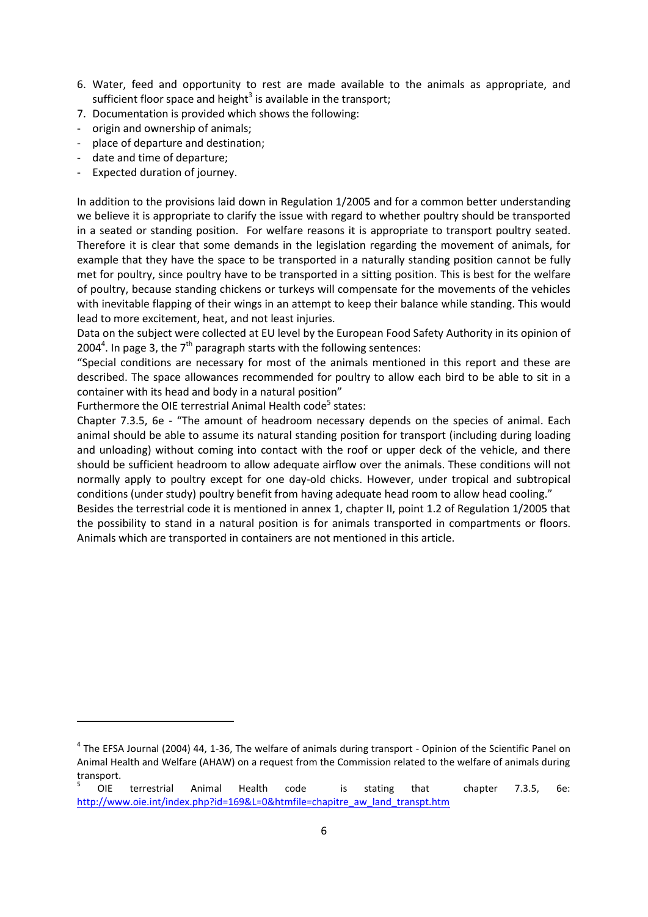6. Water, feed and opportunity to rest are made available to the animals as appropriate, and sufficient floor space and height[3] is available in the transport;
7. Documentation is provided which shows the following:

- origin and ownership of animals;
- place of departure and destination;
- date and time of departure;
- Expected duration of journey.

In addition to the provisions laid down in Regulation 1/2005 and for a common better understanding we believe it is appropriate to clarify the issue with regard to whether poultry should be transported in a seated or standing position. For welfare reasons it is appropriate to transport poultry seated. Therefore it is clear that some demands in the legislation regarding the movement of animals, for example that they have the space to be transported in a naturally standing position cannot be fully met for poultry, since poultry have to be transported in a sitting position. This is best for the welfare of poultry, because standing chickens or turkeys will compensate for the movements of the vehicles with inevitable flapping of their wings in an attempt to keep their balance while standing. This would lead to more excitement, heat, and not least injuries.

Data on the subject were collected at EU level by the European Food Safety Authority in its opinion of 2004[4]. In page 3, the 7th paragraph starts with the following sentences:

"Special conditions are necessary for most of the animals mentioned in this report and these are described. The space allowances recommended for poultry to allow each bird to be able to sit in a container with its head and body in a natural position"

Furthermore the OIE terrestrial Animal Health code[5] states:

Chapter 7.3.5, 6e - "The amount of headroom necessary depends on the species of animal. Each animal should be able to assume its natural standing position for transport (including during loading and unloading) without coming into contact with the roof or upper deck of the vehicle, and there should be sufficient headroom to allow adequate airflow over the animals. These conditions will not normally apply to poultry except for one day-old chicks. However, under tropical and subtropical conditions (under study) poultry benefit from having adequate head room to allow head cooling."

Besides the terrestrial code it is mentioned in annex 1, chapter II, point 1.2 of Regulation 1/2005 that the possibility to stand in a natural position is for animals transported in compartments or floors. Animals which are transported in containers are not mentioned in this article.

---

[4] The EFSA Journal (2004) 44, 1-36, The welfare of animals during transport - Opinion of the Scientific Panel on Animal Health and Welfare (AHAW) on a request from the Commission related to the welfare of animals during transport.

[5] OIE terrestrial Animal Health code is stating that chapter 7.3.5, 6e: http://www.oie.int/index.php?id=169&L=0&htmfile=chapitre_aw_land_transpt.htm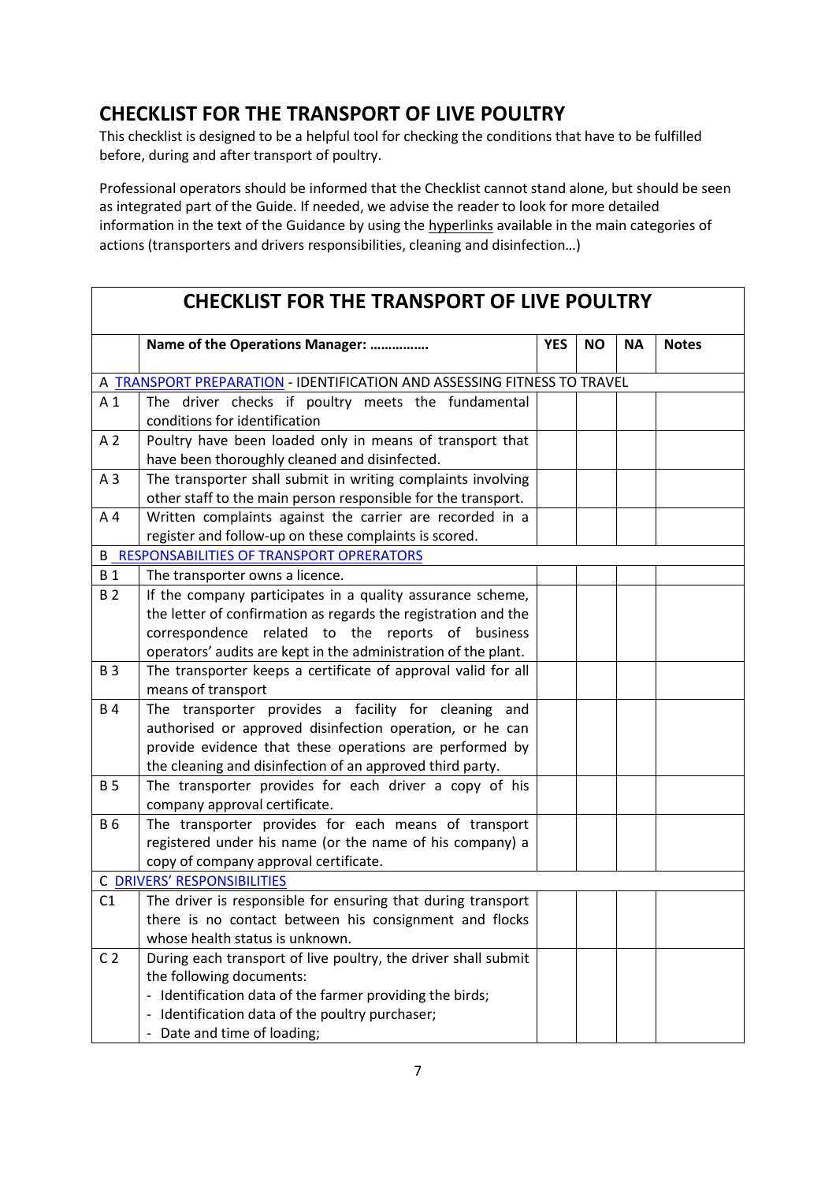## CHECKLIST FOR THE TRANSPORT OF LIVE POULTRY

This checklist is designed to be a helpful tool for checking the conditions that have to be fulfilled before, during and after transport of poultry.

Professional operators should be informed that the Checklist cannot stand alone, but should be seen as integrated part of the Guide. If needed, we advise the reader to look for more detailed information in the text of the Guidance by using the hyperlinks available in the main categories of actions (transporters and drivers responsibilities, cleaning and disinfection…)

| CHECKLIST FOR THE TRANSPORT OF LIVE POULTRY | | | | | |
|---|---|---|---|---|---|
| | **Name of the Operations Manager: …………….** | **YES** | **NO** | **NA** | **Notes** |
| A TRANSPORT PREPARATION - IDENTIFICATION AND ASSESSING FITNESS TO TRAVEL | | | | | |
| A 1 | The driver checks if poultry meets the fundamental conditions for identification | | | | |
| A 2 | Poultry have been loaded only in means of transport that have been thoroughly cleaned and disinfected. | | | | |
| A 3 | The transporter shall submit in writing complaints involving other staff to the main person responsible for the transport. | | | | |
| A 4 | Written complaints against the carrier are recorded in a register and follow-up on these complaints is scored. | | | | |
| B RESPONSABILITIES OF TRANSPORT OPRERATORS | | | | | |
| B 1 | The transporter owns a licence. | | | | |
| B 2 | If the company participates in a quality assurance scheme, the letter of confirmation as regards the registration and the correspondence related to the reports of business operators' audits are kept in the administration of the plant. | | | | |
| B 3 | The transporter keeps a certificate of approval valid for all means of transport | | | | |
| B 4 | The transporter provides a facility for cleaning and authorised or approved disinfection operation, or he can provide evidence that these operations are performed by the cleaning and disinfection of an approved third party. | | | | |
| B 5 | The transporter provides for each driver a copy of his company approval certificate. | | | | |
| B 6 | The transporter provides for each means of transport registered under his name (or the name of his company) a copy of company approval certificate. | | | | |
| C DRIVERS' RESPONSIBILITIES | | | | | |
| C1 | The driver is responsible for ensuring that during transport there is no contact between his consignment and flocks whose health status is unknown. | | | | |
| C 2 | During each transport of live poultry, the driver shall submit the following documents:<br>- Identification data of the farmer providing the birds;<br>- Identification data of the poultry purchaser;<br>- Date and time of loading; | | | | |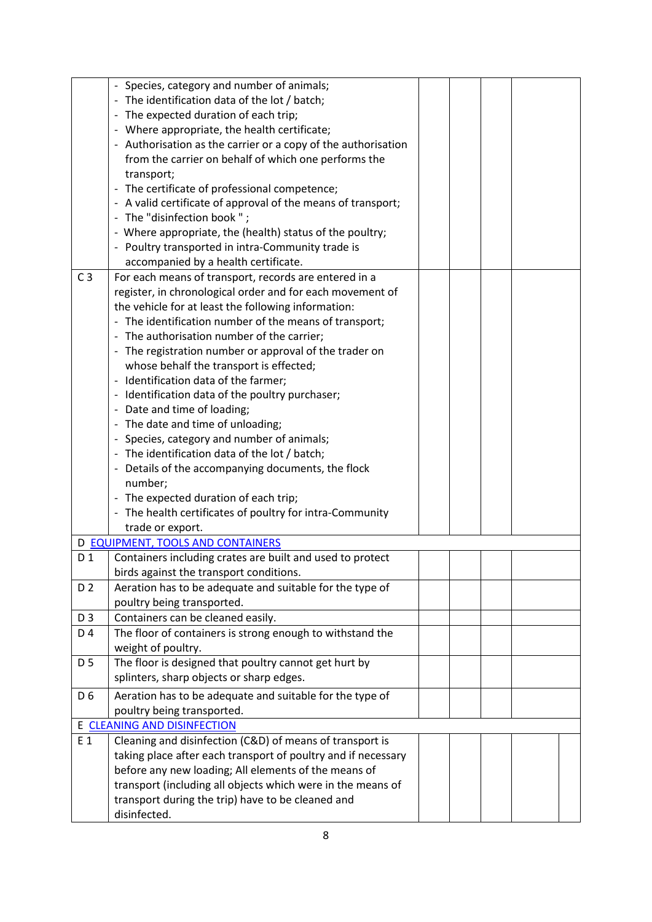| | | | | | |
|---|---|---|---|---|---|
| | - Species, category and number of animals;<br>- The identification data of the lot / batch;<br>- The expected duration of each trip;<br>- Where appropriate, the health certificate;<br>- Authorisation as the carrier or a copy of the authorisation from the carrier on behalf of which one performs the transport;<br>- The certificate of professional competence;<br>- A valid certificate of approval of the means of transport;<br>- The "disinfection book " ;<br>- Where appropriate, the (health) status of the poultry;<br>- Poultry transported in intra-Community trade is accompanied by a health certificate. | | | | |
| C 3 | For each means of transport, records are entered in a register, in chronological order and for each movement of the vehicle for at least the following information:<br>- The identification number of the means of transport;<br>- The authorisation number of the carrier;<br>- The registration number or approval of the trader on whose behalf the transport is effected;<br>- Identification data of the farmer;<br>- Identification data of the poultry purchaser;<br>- Date and time of loading;<br>- The date and time of unloading;<br>- Species, category and number of animals;<br>- The identification data of the lot / batch;<br>- Details of the accompanying documents, the flock number;<br>- The expected duration of each trip;<br>- The health certificates of poultry for intra-Community trade or export. | | | | |
| D | EQUIPMENT, TOOLS AND CONTAINERS | | | | |
| D 1 | Containers including crates are built and used to protect birds against the transport conditions. | | | | |
| D 2 | Aeration has to be adequate and suitable for the type of poultry being transported. | | | | |
| D 3 | Containers can be cleaned easily. | | | | |
| D 4 | The floor of containers is strong enough to withstand the weight of poultry. | | | | |
| D 5 | The floor is designed that poultry cannot get hurt by splinters, sharp objects or sharp edges. | | | | |
| D 6 | Aeration has to be adequate and suitable for the type of poultry being transported. | | | | |
| E | CLEANING AND DISINFECTION | | | | |
| E 1 | Cleaning and disinfection (C&D) of means of transport is taking place after each transport of poultry and if necessary before any new loading; All elements of the means of transport (including all objects which were in the means of transport during the trip) have to be cleaned and disinfected. | | | | |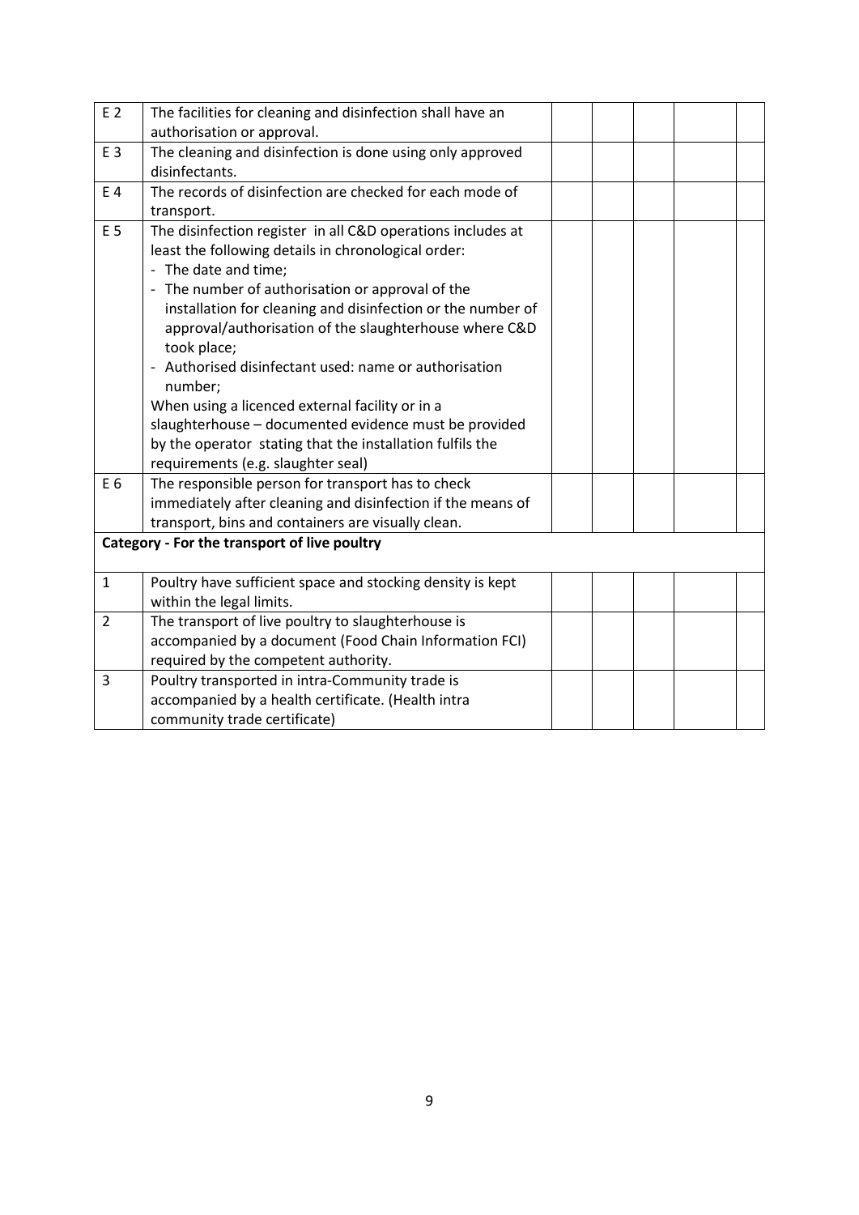| | | | | | | |
|---|---|---|---|---|---|---|
| E 2 | The facilities for cleaning and disinfection shall have an authorisation or approval. | | | | | |
| E 3 | The cleaning and disinfection is done using only approved disinfectants. | | | | | |
| E 4 | The records of disinfection are checked for each mode of transport. | | | | | |
| E 5 | The disinfection register in all C&D operations includes at least the following details in chronological order:<br>- The date and time;<br>- The number of authorisation or approval of the installation for cleaning and disinfection or the number of approval/authorisation of the slaughterhouse where C&D took place;<br>- Authorised disinfectant used: name or authorisation number;<br>When using a licenced external facility or in a slaughterhouse – documented evidence must be provided by the operator stating that the installation fulfils the requirements (e.g. slaughter seal) | | | | | |
| E 6 | The responsible person for transport has to check immediately after cleaning and disinfection if the means of transport, bins and containers are visually clean. | | | | | |
| **Category - For the transport of live poultry** | | | | | | |
| 1 | Poultry have sufficient space and stocking density is kept within the legal limits. | | | | | |
| 2 | The transport of live poultry to slaughterhouse is accompanied by a document (Food Chain Information FCI) required by the competent authority. | | | | | |
| 3 | Poultry transported in intra-Community trade is accompanied by a health certificate. (Health intra community trade certificate) | | | | | |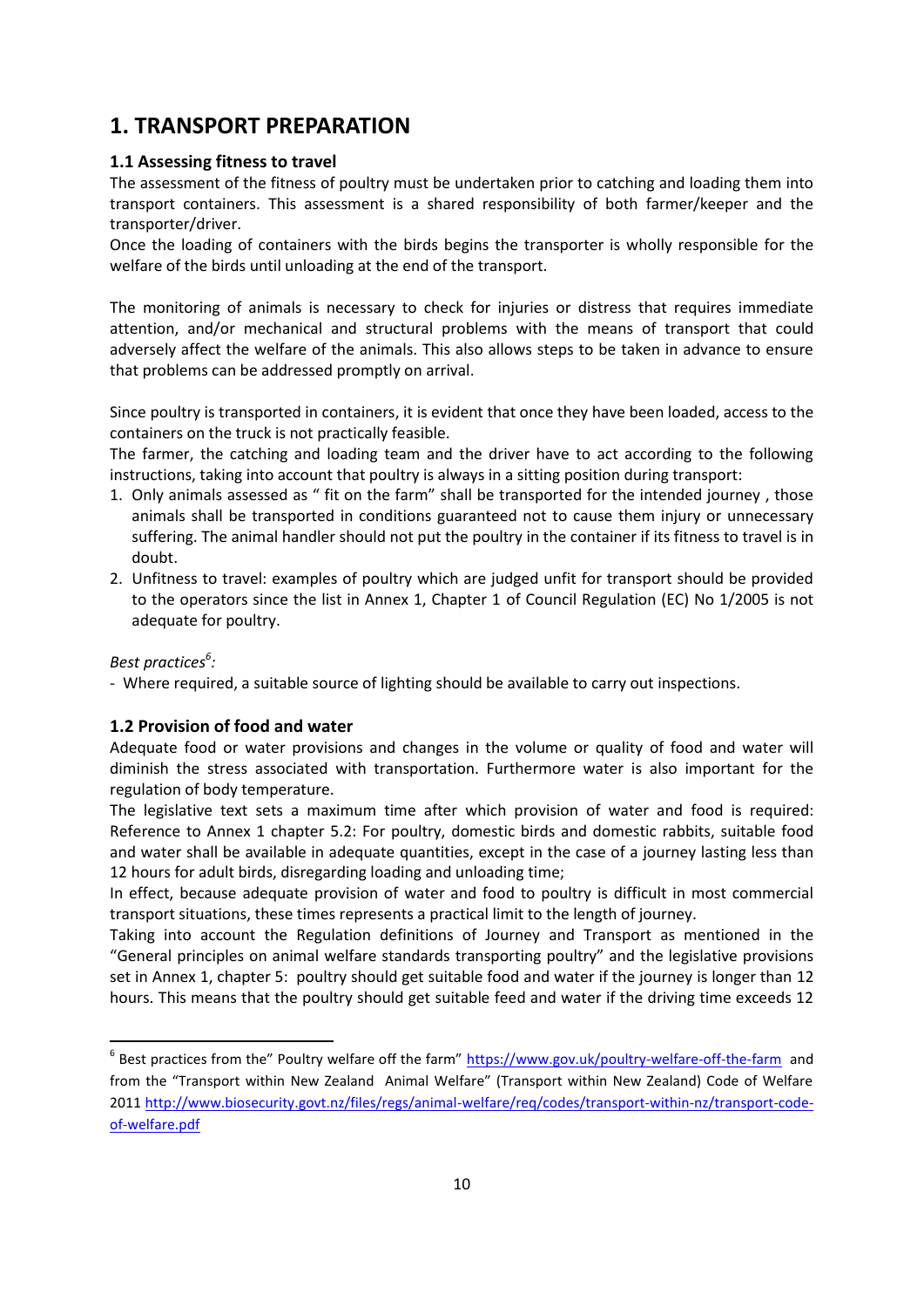# 1. TRANSPORT PREPARATION

## 1.1 Assessing fitness to travel

The assessment of the fitness of poultry must be undertaken prior to catching and loading them into transport containers. This assessment is a shared responsibility of both farmer/keeper and the transporter/driver.
Once the loading of containers with the birds begins the transporter is wholly responsible for the welfare of the birds until unloading at the end of the transport.

The monitoring of animals is necessary to check for injuries or distress that requires immediate attention, and/or mechanical and structural problems with the means of transport that could adversely affect the welfare of the animals. This also allows steps to be taken in advance to ensure that problems can be addressed promptly on arrival.

Since poultry is transported in containers, it is evident that once they have been loaded, access to the containers on the truck is not practically feasible.
The farmer, the catching and loading team and the driver have to act according to the following instructions, taking into account that poultry is always in a sitting position during transport:

1. Only animals assessed as " fit on the farm" shall be transported for the intended journey , those animals shall be transported in conditions guaranteed not to cause them injury or unnecessary suffering. The animal handler should not put the poultry in the container if its fitness to travel is in doubt.
2. Unfitness to travel: examples of poultry which are judged unfit for transport should be provided to the operators since the list in Annex 1, Chapter 1 of Council Regulation (EC) No 1/2005 is not adequate for poultry.

*Best practices*[6]*:*

- Where required, a suitable source of lighting should be available to carry out inspections.

## 1.2 Provision of food and water

Adequate food or water provisions and changes in the volume or quality of food and water will diminish the stress associated with transportation. Furthermore water is also important for the regulation of body temperature.
The legislative text sets a maximum time after which provision of water and food is required: Reference to Annex 1 chapter 5.2: For poultry, domestic birds and domestic rabbits, suitable food and water shall be available in adequate quantities, except in the case of a journey lasting less than 12 hours for adult birds, disregarding loading and unloading time;
In effect, because adequate provision of water and food to poultry is difficult in most commercial transport situations, these times represents a practical limit to the length of journey.
Taking into account the Regulation definitions of Journey and Transport as mentioned in the "General principles on animal welfare standards transporting poultry" and the legislative provisions set in Annex 1, chapter 5: poultry should get suitable food and water if the journey is longer than 12 hours. This means that the poultry should get suitable feed and water if the driving time exceeds 12

---

[6] Best practices from the" Poultry welfare off the farm" https://www.gov.uk/poultry-welfare-off-the-farm and from the "Transport within New Zealand Animal Welfare" (Transport within New Zealand) Code of Welfare 2011 http://www.biosecurity.govt.nz/files/regs/animal-welfare/req/codes/transport-within-nz/transport-code-of-welfare.pdf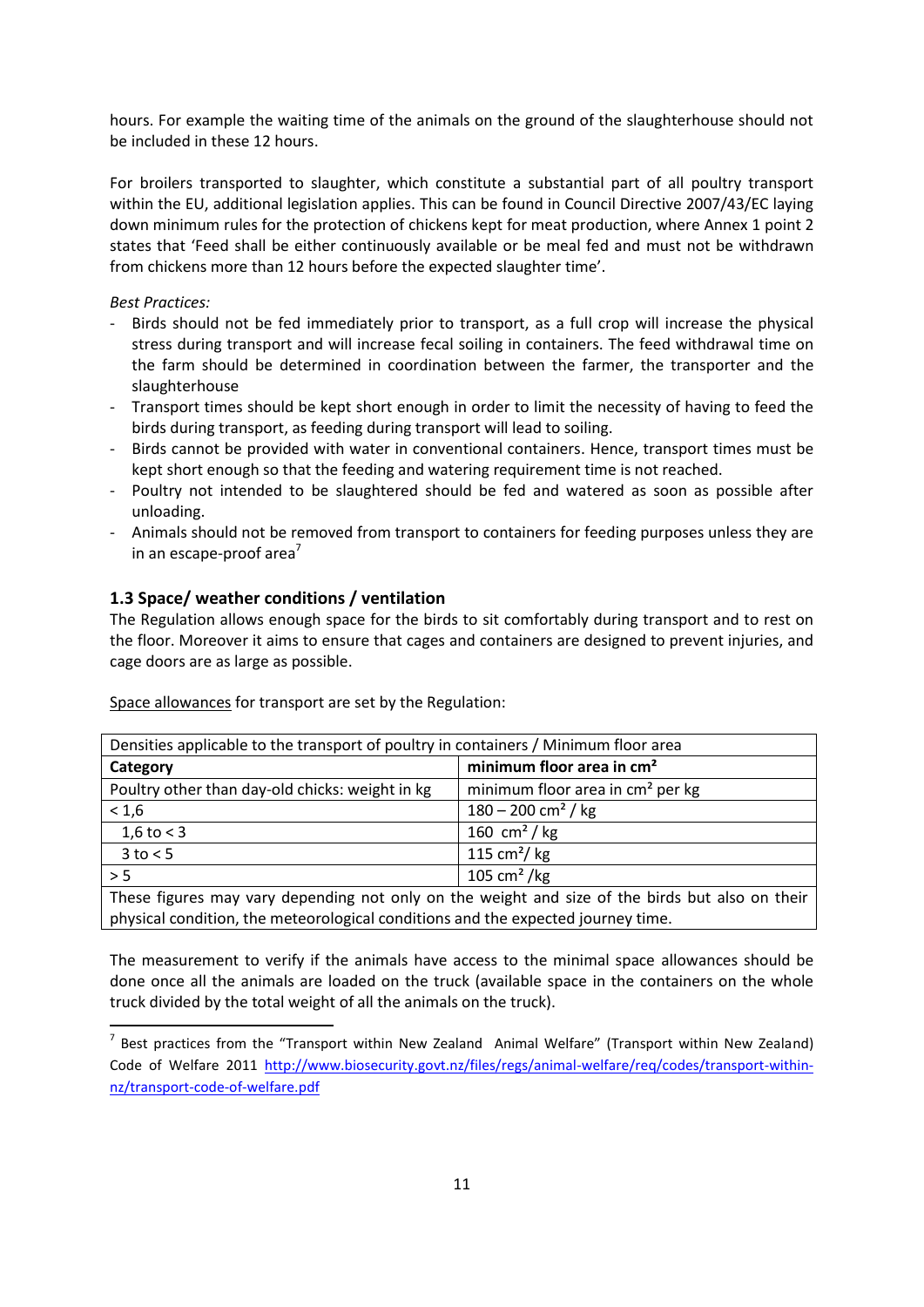hours. For example the waiting time of the animals on the ground of the slaughterhouse should not be included in these 12 hours.

For broilers transported to slaughter, which constitute a substantial part of all poultry transport within the EU, additional legislation applies. This can be found in Council Directive 2007/43/EC laying down minimum rules for the protection of chickens kept for meat production, where Annex 1 point 2 states that 'Feed shall be either continuously available or be meal fed and must not be withdrawn from chickens more than 12 hours before the expected slaughter time'.

*Best Practices:*

- Birds should not be fed immediately prior to transport, as a full crop will increase the physical stress during transport and will increase fecal soiling in containers. The feed withdrawal time on the farm should be determined in coordination between the farmer, the transporter and the slaughterhouse
- Transport times should be kept short enough in order to limit the necessity of having to feed the birds during transport, as feeding during transport will lead to soiling.
- Birds cannot be provided with water in conventional containers. Hence, transport times must be kept short enough so that the feeding and watering requirement time is not reached.
- Poultry not intended to be slaughtered should be fed and watered as soon as possible after unloading.
- Animals should not be removed from transport to containers for feeding purposes unless they are in an escape-proof area[7]

### 1.3 Space/ weather conditions / ventilation

The Regulation allows enough space for the birds to sit comfortably during transport and to rest on the floor. Moreover it aims to ensure that cages and containers are designed to prevent injuries, and cage doors are as large as possible.

Space allowances for transport are set by the Regulation:

| Densities applicable to the transport of poultry in containers / Minimum floor area | |
|---|---|
| **Category** | **minimum floor area in cm²** |
| Poultry other than day-old chicks: weight in kg | minimum floor area in cm² per kg |
| < 1,6 | 180 – 200 cm² / kg |
| 1,6 to < 3 | 160 cm² / kg |
| 3 to < 5 | 115 cm²/ kg |
| > 5 | 105 cm² /kg |
| These figures may vary depending not only on the weight and size of the birds but also on their physical condition, the meteorological conditions and the expected journey time. | |

The measurement to verify if the animals have access to the minimal space allowances should be done once all the animals are loaded on the truck (available space in the containers on the whole truck divided by the total weight of all the animals on the truck).

[7] Best practices from the "Transport within New Zealand Animal Welfare" (Transport within New Zealand) Code of Welfare 2011 http://www.biosecurity.govt.nz/files/regs/animal-welfare/req/codes/transport-within-nz/transport-code-of-welfare.pdf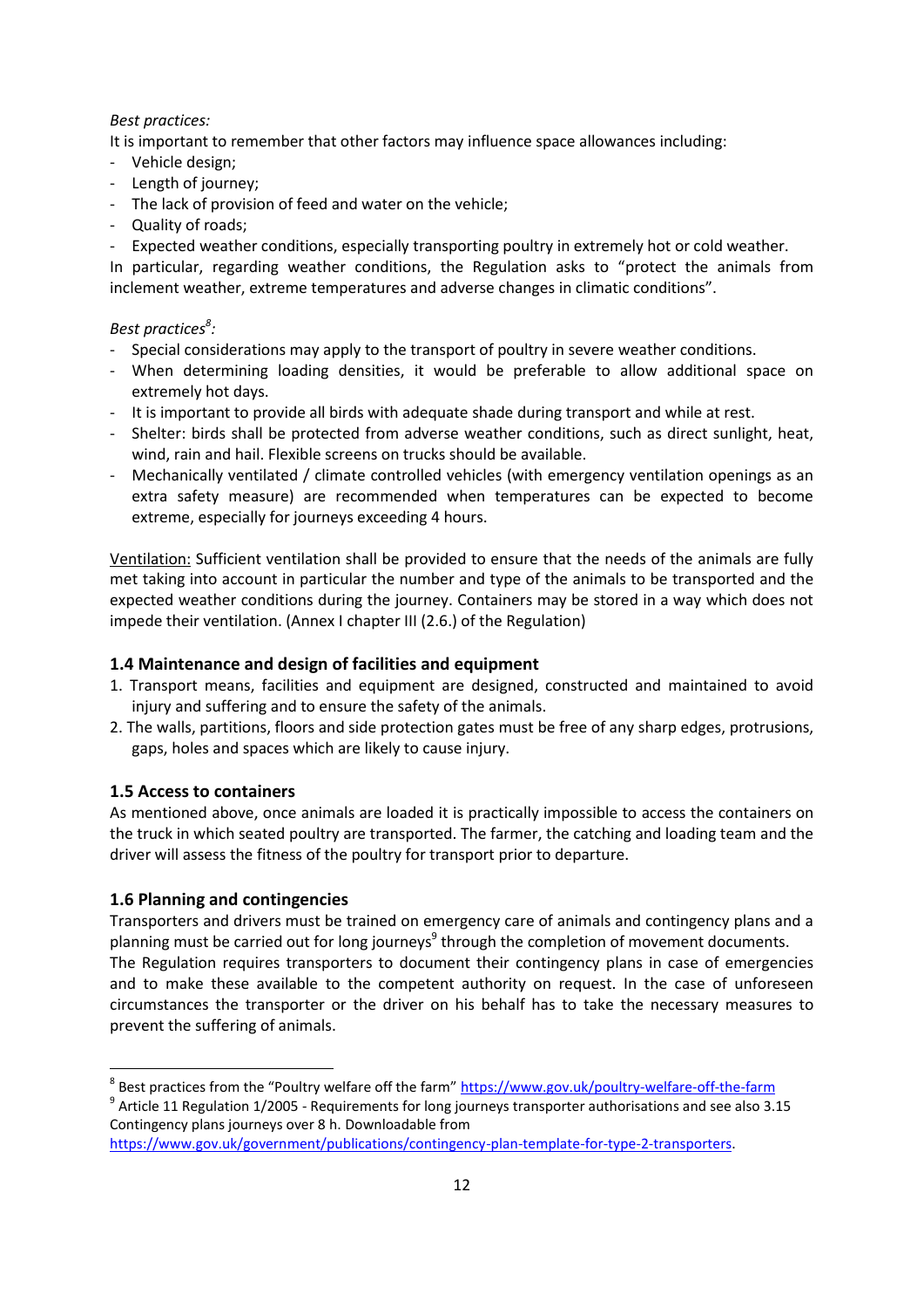*Best practices:*

It is important to remember that other factors may influence space allowances including:

- Vehicle design;
- Length of journey;
- The lack of provision of feed and water on the vehicle;
- Quality of roads;
- Expected weather conditions, especially transporting poultry in extremely hot or cold weather.

In particular, regarding weather conditions, the Regulation asks to "protect the animals from inclement weather, extreme temperatures and adverse changes in climatic conditions".

*Best practices[8]:*

- Special considerations may apply to the transport of poultry in severe weather conditions.
- When determining loading densities, it would be preferable to allow additional space on extremely hot days.
- It is important to provide all birds with adequate shade during transport and while at rest.
- Shelter: birds shall be protected from adverse weather conditions, such as direct sunlight, heat, wind, rain and hail. Flexible screens on trucks should be available.
- Mechanically ventilated / climate controlled vehicles (with emergency ventilation openings as an extra safety measure) are recommended when temperatures can be expected to become extreme, especially for journeys exceeding 4 hours.

Ventilation: Sufficient ventilation shall be provided to ensure that the needs of the animals are fully met taking into account in particular the number and type of the animals to be transported and the expected weather conditions during the journey. Containers may be stored in a way which does not impede their ventilation. (Annex I chapter III (2.6.) of the Regulation)

### 1.4 Maintenance and design of facilities and equipment

1. Transport means, facilities and equipment are designed, constructed and maintained to avoid injury and suffering and to ensure the safety of the animals.
2. The walls, partitions, floors and side protection gates must be free of any sharp edges, protrusions, gaps, holes and spaces which are likely to cause injury.

### 1.5 Access to containers

As mentioned above, once animals are loaded it is practically impossible to access the containers on the truck in which seated poultry are transported. The farmer, the catching and loading team and the driver will assess the fitness of the poultry for transport prior to departure.

### 1.6 Planning and contingencies

Transporters and drivers must be trained on emergency care of animals and contingency plans and a planning must be carried out for long journeys[9] through the completion of movement documents.

The Regulation requires transporters to document their contingency plans in case of emergencies and to make these available to the competent authority on request. In the case of unforeseen circumstances the transporter or the driver on his behalf has to take the necessary measures to prevent the suffering of animals.

---

[8] Best practices from the "Poultry welfare off the farm" https://www.gov.uk/poultry-welfare-off-the-farm

[9] Article 11 Regulation 1/2005 - Requirements for long journeys transporter authorisations and see also 3.15 Contingency plans journeys over 8 h. Downloadable from https://www.gov.uk/government/publications/contingency-plan-template-for-type-2-transporters.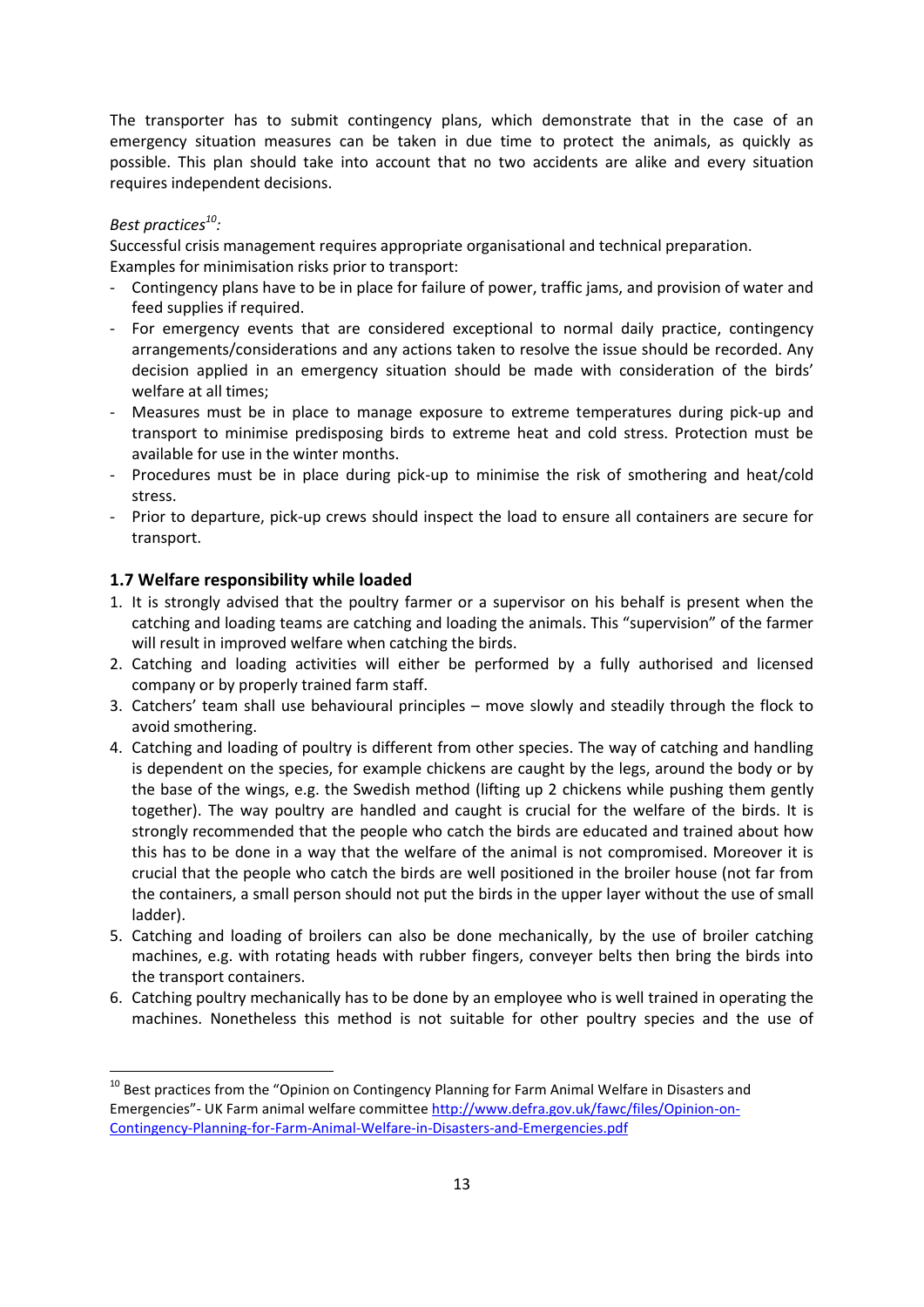The transporter has to submit contingency plans, which demonstrate that in the case of an emergency situation measures can be taken in due time to protect the animals, as quickly as possible. This plan should take into account that no two accidents are alike and every situation requires independent decisions.

*Best practices*[10]*:*

Successful crisis management requires appropriate organisational and technical preparation.
Examples for minimisation risks prior to transport:

- Contingency plans have to be in place for failure of power, traffic jams, and provision of water and feed supplies if required.
- For emergency events that are considered exceptional to normal daily practice, contingency arrangements/considerations and any actions taken to resolve the issue should be recorded. Any decision applied in an emergency situation should be made with consideration of the birds' welfare at all times;
- Measures must be in place to manage exposure to extreme temperatures during pick-up and transport to minimise predisposing birds to extreme heat and cold stress. Protection must be available for use in the winter months.
- Procedures must be in place during pick-up to minimise the risk of smothering and heat/cold stress.
- Prior to departure, pick-up crews should inspect the load to ensure all containers are secure for transport.

## 1.7 Welfare responsibility while loaded

1. It is strongly advised that the poultry farmer or a supervisor on his behalf is present when the catching and loading teams are catching and loading the animals. This "supervision" of the farmer will result in improved welfare when catching the birds.
2. Catching and loading activities will either be performed by a fully authorised and licensed company or by properly trained farm staff.
3. Catchers' team shall use behavioural principles – move slowly and steadily through the flock to avoid smothering.
4. Catching and loading of poultry is different from other species. The way of catching and handling is dependent on the species, for example chickens are caught by the legs, around the body or by the base of the wings, e.g. the Swedish method (lifting up 2 chickens while pushing them gently together). The way poultry are handled and caught is crucial for the welfare of the birds. It is strongly recommended that the people who catch the birds are educated and trained about how this has to be done in a way that the welfare of the animal is not compromised. Moreover it is crucial that the people who catch the birds are well positioned in the broiler house (not far from the containers, a small person should not put the birds in the upper layer without the use of small ladder).
5. Catching and loading of broilers can also be done mechanically, by the use of broiler catching machines, e.g. with rotating heads with rubber fingers, conveyer belts then bring the birds into the transport containers.
6. Catching poultry mechanically has to be done by an employee who is well trained in operating the machines. Nonetheless this method is not suitable for other poultry species and the use of

---

[10] Best practices from the "Opinion on Contingency Planning for Farm Animal Welfare in Disasters and Emergencies"- UK Farm animal welfare committee http://www.defra.gov.uk/fawc/files/Opinion-on-Contingency-Planning-for-Farm-Animal-Welfare-in-Disasters-and-Emergencies.pdf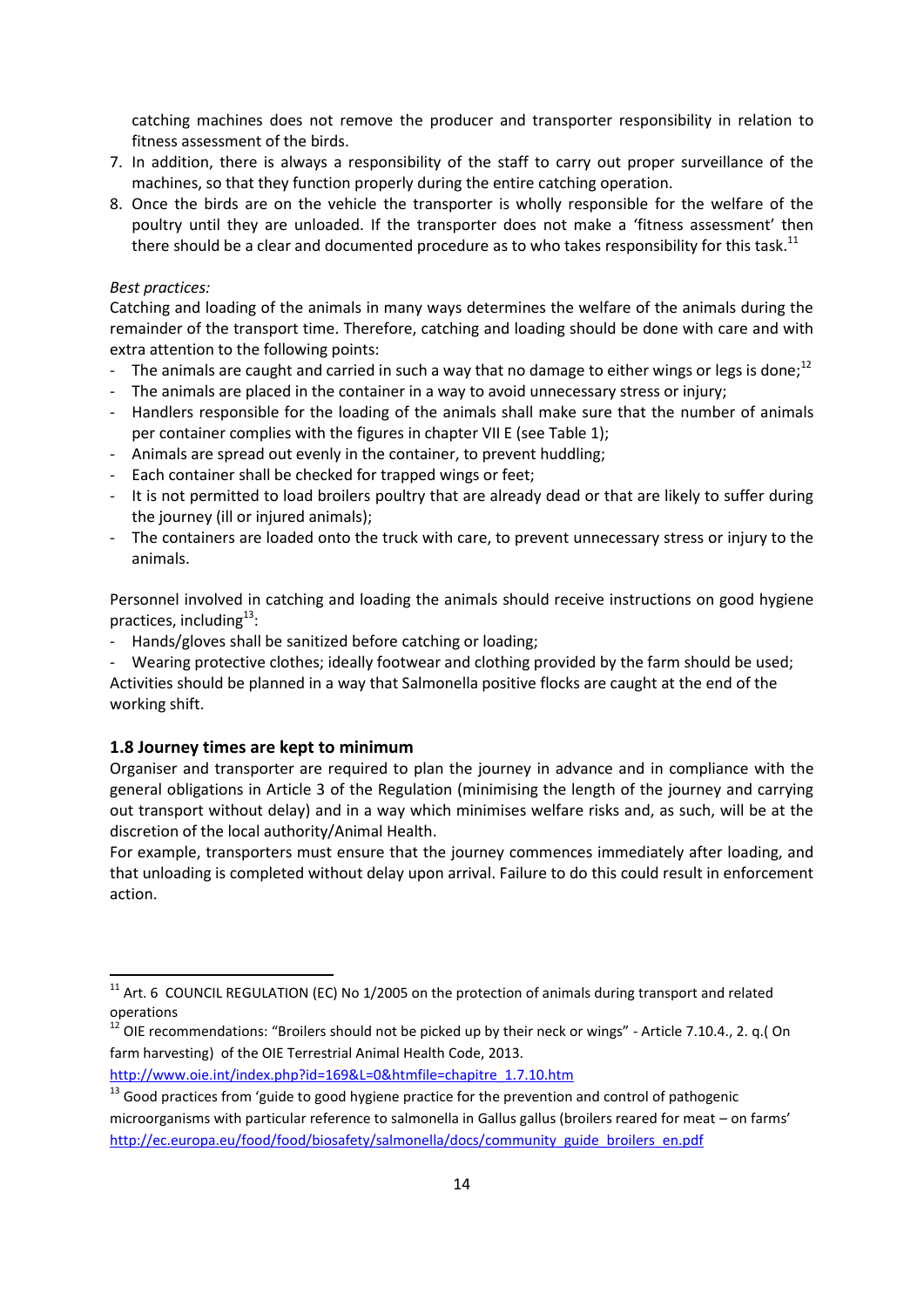catching machines does not remove the producer and transporter responsibility in relation to fitness assessment of the birds.

7. In addition, there is always a responsibility of the staff to carry out proper surveillance of the machines, so that they function properly during the entire catching operation.
8. Once the birds are on the vehicle the transporter is wholly responsible for the welfare of the poultry until they are unloaded. If the transporter does not make a 'fitness assessment' then there should be a clear and documented procedure as to who takes responsibility for this task.[11]

*Best practices:*

Catching and loading of the animals in many ways determines the welfare of the animals during the remainder of the transport time. Therefore, catching and loading should be done with care and with extra attention to the following points:

- The animals are caught and carried in such a way that no damage to either wings or legs is done;[12]
- The animals are placed in the container in a way to avoid unnecessary stress or injury;
- Handlers responsible for the loading of the animals shall make sure that the number of animals per container complies with the figures in chapter VII E (see Table 1);
- Animals are spread out evenly in the container, to prevent huddling;
- Each container shall be checked for trapped wings or feet;
- It is not permitted to load broilers poultry that are already dead or that are likely to suffer during the journey (ill or injured animals);
- The containers are loaded onto the truck with care, to prevent unnecessary stress or injury to the animals.

Personnel involved in catching and loading the animals should receive instructions on good hygiene practices, including[13]:

- Hands/gloves shall be sanitized before catching or loading;
- Wearing protective clothes; ideally footwear and clothing provided by the farm should be used;

Activities should be planned in a way that Salmonella positive flocks are caught at the end of the working shift.

### 1.8 Journey times are kept to minimum

Organiser and transporter are required to plan the journey in advance and in compliance with the general obligations in Article 3 of the Regulation (minimising the length of the journey and carrying out transport without delay) and in a way which minimises welfare risks and, as such, will be at the discretion of the local authority/Animal Health.

For example, transporters must ensure that the journey commences immediately after loading, and that unloading is completed without delay upon arrival. Failure to do this could result in enforcement action.

---

[11] Art. 6 COUNCIL REGULATION (EC) No 1/2005 on the protection of animals during transport and related operations

[12] OIE recommendations: "Broilers should not be picked up by their neck or wings" - Article 7.10.4., 2. q.( On farm harvesting) of the OIE Terrestrial Animal Health Code, 2013. http://www.oie.int/index.php?id=169&L=0&htmfile=chapitre_1.7.10.htm

[13] Good practices from 'guide to good hygiene practice for the prevention and control of pathogenic microorganisms with particular reference to salmonella in Gallus gallus (broilers reared for meat – on farms' http://ec.europa.eu/food/food/biosafety/salmonella/docs/community_guide_broilers_en.pdf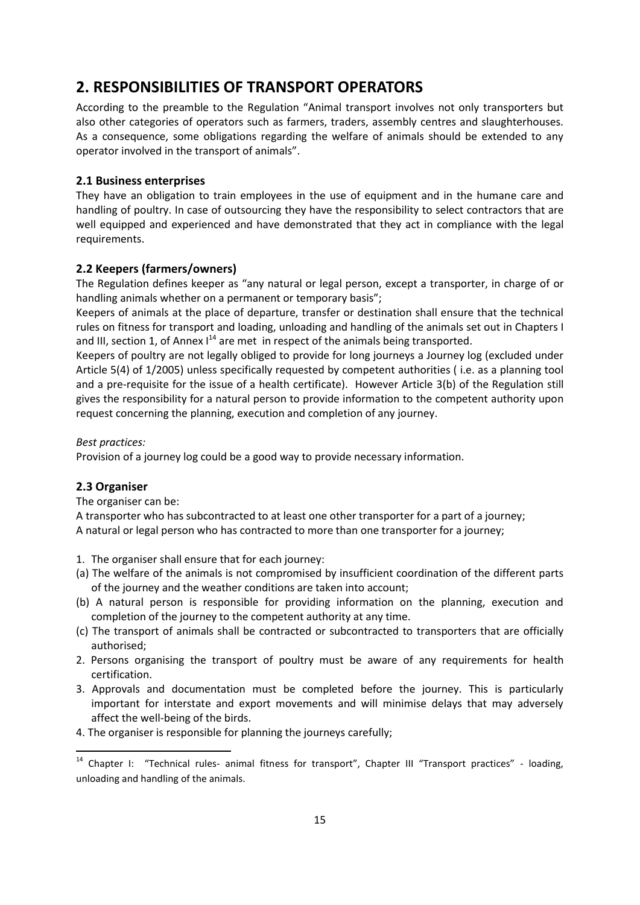# 2. RESPONSIBILITIES OF TRANSPORT OPERATORS

According to the preamble to the Regulation “Animal transport involves not only transporters but also other categories of operators such as farmers, traders, assembly centres and slaughterhouses. As a consequence, some obligations regarding the welfare of animals should be extended to any operator involved in the transport of animals”.

## 2.1 Business enterprises

They have an obligation to train employees in the use of equipment and in the humane care and handling of poultry. In case of outsourcing they have the responsibility to select contractors that are well equipped and experienced and have demonstrated that they act in compliance with the legal requirements.

## 2.2 Keepers (farmers/owners)

The Regulation defines keeper as “any natural or legal person, except a transporter, in charge of or handling animals whether on a permanent or temporary basis”;

Keepers of animals at the place of departure, transfer or destination shall ensure that the technical rules on fitness for transport and loading, unloading and handling of the animals set out in Chapters I and III, section 1, of Annex I[14] are met in respect of the animals being transported.

Keepers of poultry are not legally obliged to provide for long journeys a Journey log (excluded under Article 5(4) of 1/2005) unless specifically requested by competent authorities ( i.e. as a planning tool and a pre-requisite for the issue of a health certificate). However Article 3(b) of the Regulation still gives the responsibility for a natural person to provide information to the competent authority upon request concerning the planning, execution and completion of any journey.

*Best practices:*

Provision of a journey log could be a good way to provide necessary information.

## 2.3 Organiser

The organiser can be:

A transporter who has subcontracted to at least one other transporter for a part of a journey;

A natural or legal person who has contracted to more than one transporter for a journey;

1. The organiser shall ensure that for each journey:
   (a) The welfare of the animals is not compromised by insufficient coordination of the different parts of the journey and the weather conditions are taken into account;
   (b) A natural person is responsible for providing information on the planning, execution and completion of the journey to the competent authority at any time.
   (c) The transport of animals shall be contracted or subcontracted to transporters that are officially authorised;
2. Persons organising the transport of poultry must be aware of any requirements for health certification.
3. Approvals and documentation must be completed before the journey. This is particularly important for interstate and export movements and will minimise delays that may adversely affect the well-being of the birds.
4. The organiser is responsible for planning the journeys carefully;

[14] Chapter I: “Technical rules- animal fitness for transport”, Chapter III “Transport practices” - loading, unloading and handling of the animals.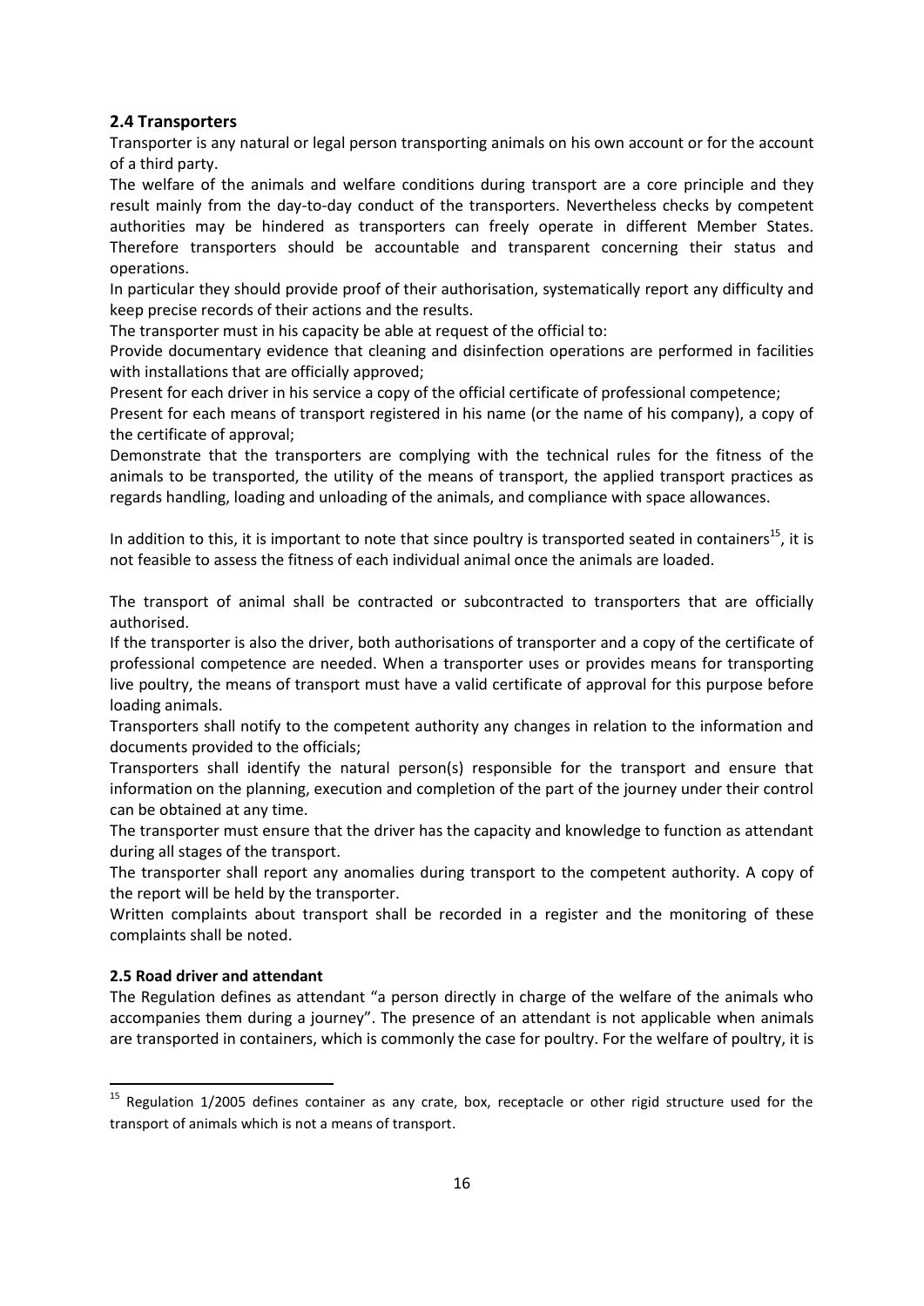### 2.4 Transporters

Transporter is any natural or legal person transporting animals on his own account or for the account of a third party.

The welfare of the animals and welfare conditions during transport are a core principle and they result mainly from the day-to-day conduct of the transporters. Nevertheless checks by competent authorities may be hindered as transporters can freely operate in different Member States. Therefore transporters should be accountable and transparent concerning their status and operations.

In particular they should provide proof of their authorisation, systematically report any difficulty and keep precise records of their actions and the results.

The transporter must in his capacity be able at request of the official to:

Provide documentary evidence that cleaning and disinfection operations are performed in facilities with installations that are officially approved;

Present for each driver in his service a copy of the official certificate of professional competence;

Present for each means of transport registered in his name (or the name of his company), a copy of the certificate of approval;

Demonstrate that the transporters are complying with the technical rules for the fitness of the animals to be transported, the utility of the means of transport, the applied transport practices as regards handling, loading and unloading of the animals, and compliance with space allowances.

In addition to this, it is important to note that since poultry is transported seated in containers[15], it is not feasible to assess the fitness of each individual animal once the animals are loaded.

The transport of animal shall be contracted or subcontracted to transporters that are officially authorised.

If the transporter is also the driver, both authorisations of transporter and a copy of the certificate of professional competence are needed. When a transporter uses or provides means for transporting live poultry, the means of transport must have a valid certificate of approval for this purpose before loading animals.

Transporters shall notify to the competent authority any changes in relation to the information and documents provided to the officials;

Transporters shall identify the natural person(s) responsible for the transport and ensure that information on the planning, execution and completion of the part of the journey under their control can be obtained at any time.

The transporter must ensure that the driver has the capacity and knowledge to function as attendant during all stages of the transport.

The transporter shall report any anomalies during transport to the competent authority. A copy of the report will be held by the transporter.

Written complaints about transport shall be recorded in a register and the monitoring of these complaints shall be noted.

### 2.5 Road driver and attendant

The Regulation defines as attendant "a person directly in charge of the welfare of the animals who accompanies them during a journey". The presence of an attendant is not applicable when animals are transported in containers, which is commonly the case for poultry. For the welfare of poultry, it is

[15] Regulation 1/2005 defines container as any crate, box, receptacle or other rigid structure used for the transport of animals which is not a means of transport.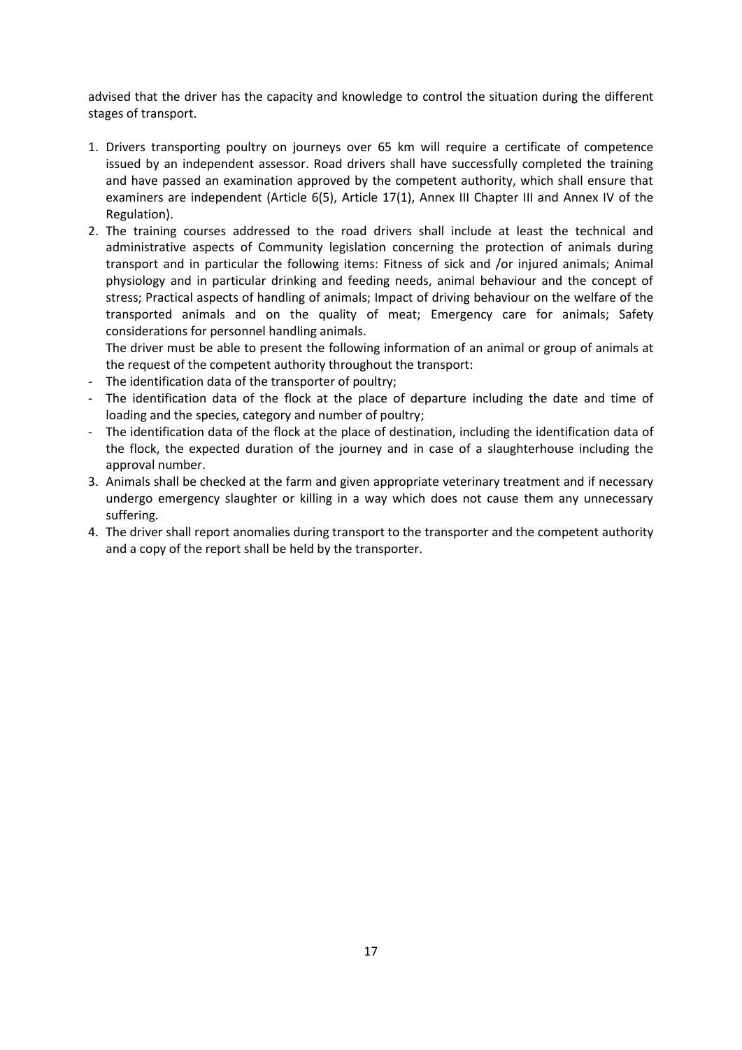advised that the driver has the capacity and knowledge to control the situation during the different stages of transport.

1. Drivers transporting poultry on journeys over 65 km will require a certificate of competence issued by an independent assessor. Road drivers shall have successfully completed the training and have passed an examination approved by the competent authority, which shall ensure that examiners are independent (Article 6(5), Article 17(1), Annex III Chapter III and Annex IV of the Regulation).
2. The training courses addressed to the road drivers shall include at least the technical and administrative aspects of Community legislation concerning the protection of animals during transport and in particular the following items: Fitness of sick and /or injured animals; Animal physiology and in particular drinking and feeding needs, animal behaviour and the concept of stress; Practical aspects of handling of animals; Impact of driving behaviour on the welfare of the transported animals and on the quality of meat; Emergency care for animals; Safety considerations for personnel handling animals.

   The driver must be able to present the following information of an animal or group of animals at the request of the competent authority throughout the transport:

- The identification data of the transporter of poultry;
- The identification data of the flock at the place of departure including the date and time of loading and the species, category and number of poultry;
- The identification data of the flock at the place of destination, including the identification data of the flock, the expected duration of the journey and in case of a slaughterhouse including the approval number.

3. Animals shall be checked at the farm and given appropriate veterinary treatment and if necessary undergo emergency slaughter or killing in a way which does not cause them any unnecessary suffering.
4. The driver shall report anomalies during transport to the transporter and the competent authority and a copy of the report shall be held by the transporter.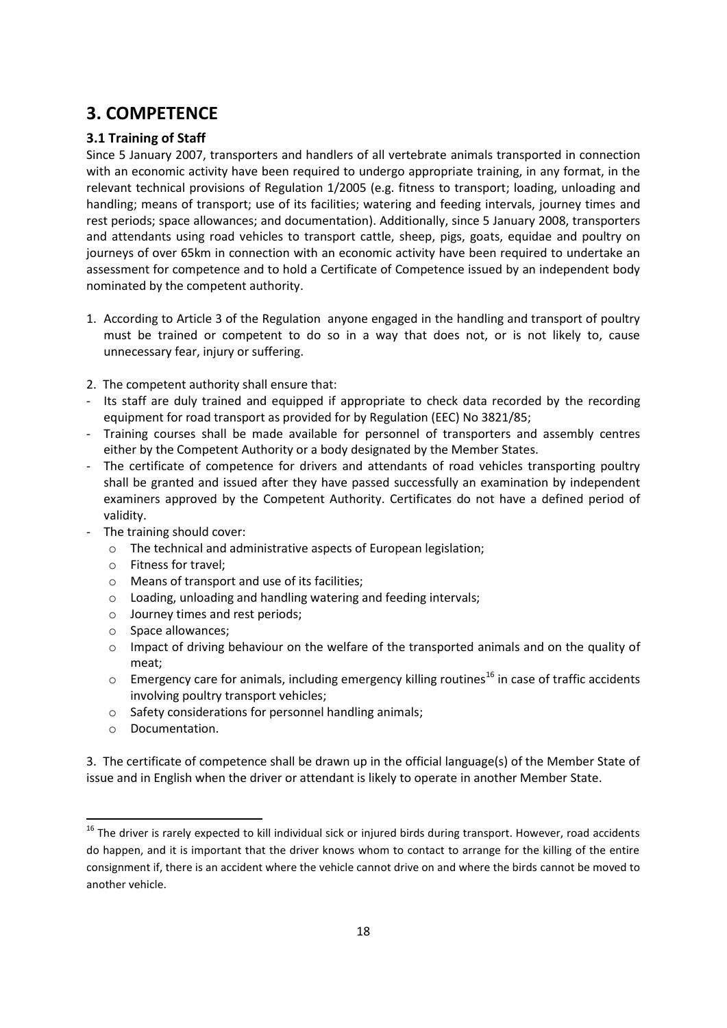# 3. COMPETENCE

## 3.1 Training of Staff

Since 5 January 2007, transporters and handlers of all vertebrate animals transported in connection with an economic activity have been required to undergo appropriate training, in any format, in the relevant technical provisions of Regulation 1/2005 (e.g. fitness to transport; loading, unloading and handling; means of transport; use of its facilities; watering and feeding intervals, journey times and rest periods; space allowances; and documentation). Additionally, since 5 January 2008, transporters and attendants using road vehicles to transport cattle, sheep, pigs, goats, equidae and poultry on journeys of over 65km in connection with an economic activity have been required to undertake an assessment for competence and to hold a Certificate of Competence issued by an independent body nominated by the competent authority.

1. According to Article 3 of the Regulation anyone engaged in the handling and transport of poultry must be trained or competent to do so in a way that does not, or is not likely to, cause unnecessary fear, injury or suffering.

2. The competent authority shall ensure that:

- Its staff are duly trained and equipped if appropriate to check data recorded by the recording equipment for road transport as provided for by Regulation (EEC) No 3821/85;
- Training courses shall be made available for personnel of transporters and assembly centres either by the Competent Authority or a body designated by the Member States.
- The certificate of competence for drivers and attendants of road vehicles transporting poultry shall be granted and issued after they have passed successfully an examination by independent examiners approved by the Competent Authority. Certificates do not have a defined period of validity.
- The training should cover:
  - The technical and administrative aspects of European legislation;
  - Fitness for travel;
  - Means of transport and use of its facilities;
  - Loading, unloading and handling watering and feeding intervals;
  - Journey times and rest periods;
  - Space allowances;
  - Impact of driving behaviour on the welfare of the transported animals and on the quality of meat;
  - Emergency care for animals, including emergency killing routines[16] in case of traffic accidents involving poultry transport vehicles;
  - Safety considerations for personnel handling animals;
  - Documentation.

3. The certificate of competence shall be drawn up in the official language(s) of the Member State of issue and in English when the driver or attendant is likely to operate in another Member State.

[16] The driver is rarely expected to kill individual sick or injured birds during transport. However, road accidents do happen, and it is important that the driver knows whom to contact to arrange for the killing of the entire consignment if, there is an accident where the vehicle cannot drive on and where the birds cannot be moved to another vehicle.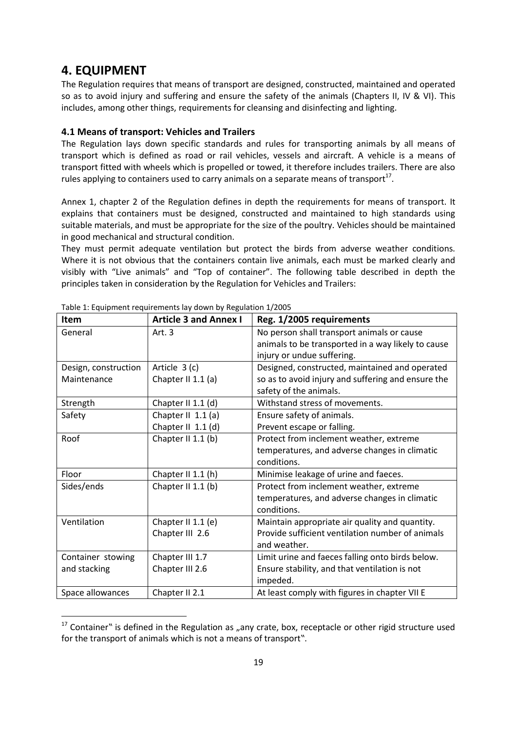# 4. EQUIPMENT

The Regulation requires that means of transport are designed, constructed, maintained and operated so as to avoid injury and suffering and ensure the safety of the animals (Chapters II, IV & VI). This includes, among other things, requirements for cleansing and disinfecting and lighting.

## 4.1 Means of transport: Vehicles and Trailers

The Regulation lays down specific standards and rules for transporting animals by all means of transport which is defined as road or rail vehicles, vessels and aircraft. A vehicle is a means of transport fitted with wheels which is propelled or towed, it therefore includes trailers. There are also rules applying to containers used to carry animals on a separate means of transport[17].

Annex 1, chapter 2 of the Regulation defines in depth the requirements for means of transport. It explains that containers must be designed, constructed and maintained to high standards using suitable materials, and must be appropriate for the size of the poultry. Vehicles should be maintained in good mechanical and structural condition.

They must permit adequate ventilation but protect the birds from adverse weather conditions. Where it is not obvious that the containers contain live animals, each must be marked clearly and visibly with "Live animals" and "Top of container". The following table described in depth the principles taken in consideration by the Regulation for Vehicles and Trailers:

Table 1: Equipment requirements lay down by Regulation 1/2005

| Item | Article 3 and Annex I | Reg. 1/2005 requirements |
|---|---|---|
| General | Art. 3 | No person shall transport animals or cause animals to be transported in a way likely to cause injury or undue suffering. |
| Design, construction Maintenance | Article 3 (c)<br>Chapter II 1.1 (a) | Designed, constructed, maintained and operated so as to avoid injury and suffering and ensure the safety of the animals. |
| Strength | Chapter II 1.1 (d) | Withstand stress of movements. |
| Safety | Chapter II 1.1 (a)<br>Chapter II 1.1 (d) | Ensure safety of animals.<br>Prevent escape or falling. |
| Roof | Chapter II 1.1 (b) | Protect from inclement weather, extreme temperatures, and adverse changes in climatic conditions. |
| Floor | Chapter II 1.1 (h) | Minimise leakage of urine and faeces. |
| Sides/ends | Chapter II 1.1 (b) | Protect from inclement weather, extreme temperatures, and adverse changes in climatic conditions. |
| Ventilation | Chapter II 1.1 (e)<br>Chapter III 2.6 | Maintain appropriate air quality and quantity.<br>Provide sufficient ventilation number of animals and weather. |
| Container stowing and stacking | Chapter III 1.7<br>Chapter III 2.6 | Limit urine and faeces falling onto birds below.<br>Ensure stability, and that ventilation is not impeded. |
| Space allowances | Chapter II 2.1 | At least comply with figures in chapter VII E |

[17] Container" is defined in the Regulation as „any crate, box, receptacle or other rigid structure used for the transport of animals which is not a means of transport".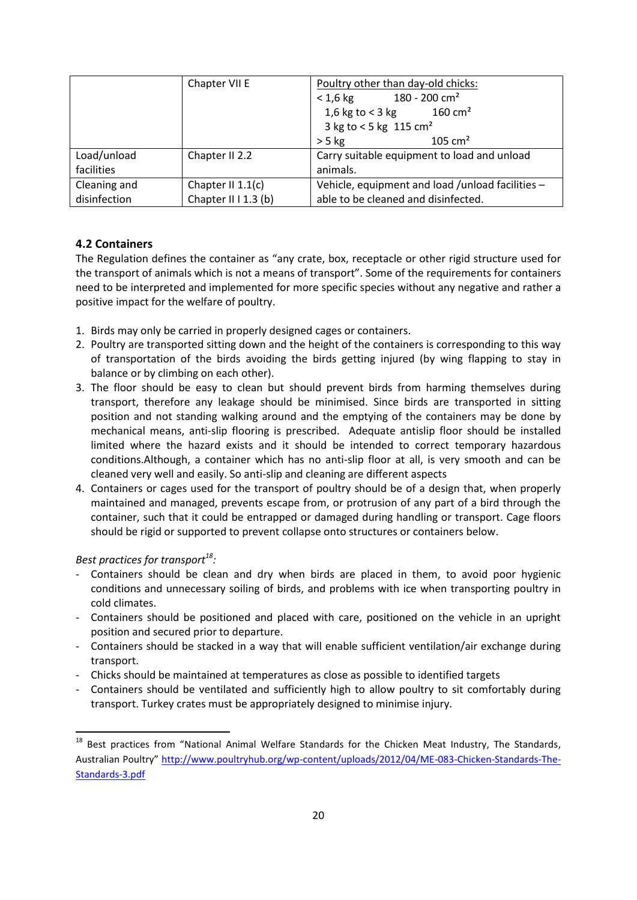|  | Chapter VII E | Poultry other than day-old chicks:<br>< 1,6 kg 180 - 200 cm²<br>1,6 kg to < 3 kg 160 cm²<br>3 kg to < 5 kg 115 cm²<br>> 5 kg 105 cm² |
|---|---|---|
| Load/unload facilities | Chapter II 2.2 | Carry suitable equipment to load and unload animals. |
| Cleaning and disinfection | Chapter II 1.1(c)<br>Chapter II I 1.3 (b) | Vehicle, equipment and load /unload facilities – able to be cleaned and disinfected. |

### 4.2 Containers

The Regulation defines the container as "any crate, box, receptacle or other rigid structure used for the transport of animals which is not a means of transport". Some of the requirements for containers need to be interpreted and implemented for more specific species without any negative and rather a positive impact for the welfare of poultry.

1. Birds may only be carried in properly designed cages or containers.
2. Poultry are transported sitting down and the height of the containers is corresponding to this way of transportation of the birds avoiding the birds getting injured (by wing flapping to stay in balance or by climbing on each other).
3. The floor should be easy to clean but should prevent birds from harming themselves during transport, therefore any leakage should be minimised. Since birds are transported in sitting position and not standing walking around and the emptying of the containers may be done by mechanical means, anti-slip flooring is prescribed. Adequate antislip floor should be installed limited where the hazard exists and it should be intended to correct temporary hazardous conditions.Although, a container which has no anti-slip floor at all, is very smooth and can be cleaned very well and easily. So anti-slip and cleaning are different aspects
4. Containers or cages used for the transport of poultry should be of a design that, when properly maintained and managed, prevents escape from, or protrusion of any part of a bird through the container, such that it could be entrapped or damaged during handling or transport. Cage floors should be rigid or supported to prevent collapse onto structures or containers below.

*Best practices for transport[18]:*

- Containers should be clean and dry when birds are placed in them, to avoid poor hygienic conditions and unnecessary soiling of birds, and problems with ice when transporting poultry in cold climates.
- Containers should be positioned and placed with care, positioned on the vehicle in an upright position and secured prior to departure.
- Containers should be stacked in a way that will enable sufficient ventilation/air exchange during transport.
- Chicks should be maintained at temperatures as close as possible to identified targets
- Containers should be ventilated and sufficiently high to allow poultry to sit comfortably during transport. Turkey crates must be appropriately designed to minimise injury.

[18] Best practices from "National Animal Welfare Standards for the Chicken Meat Industry, The Standards, Australian Poultry" http://www.poultryhub.org/wp-content/uploads/2012/04/ME-083-Chicken-Standards-The-Standards-3.pdf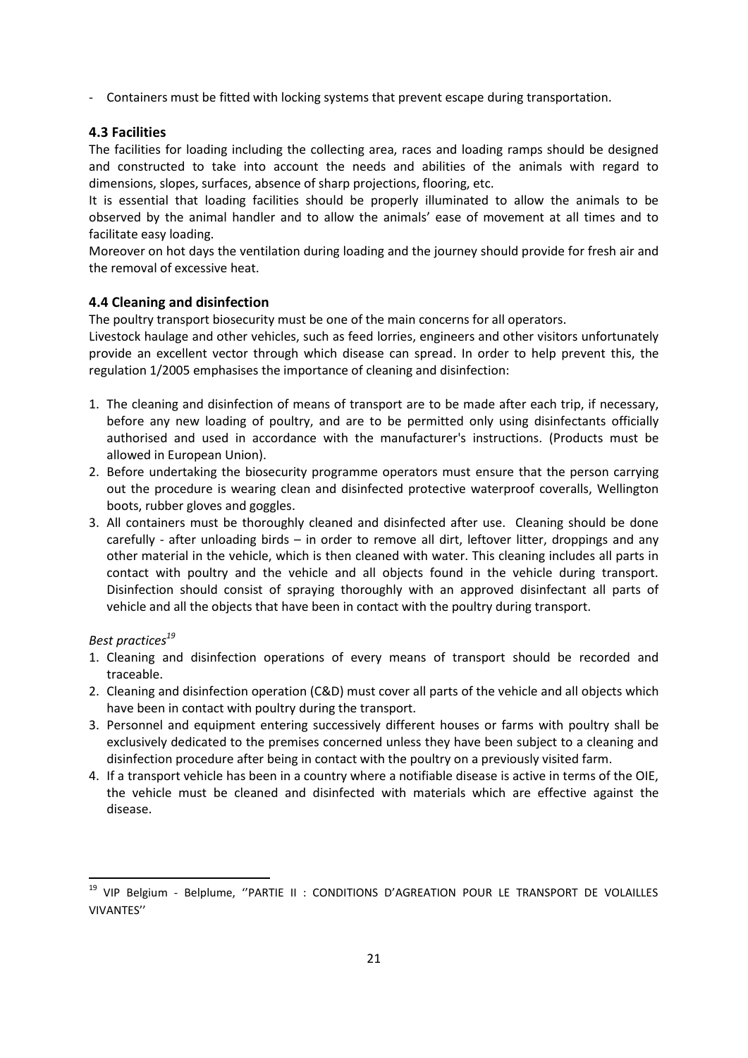- Containers must be fitted with locking systems that prevent escape during transportation.

### 4.3 Facilities

The facilities for loading including the collecting area, races and loading ramps should be designed and constructed to take into account the needs and abilities of the animals with regard to dimensions, slopes, surfaces, absence of sharp projections, flooring, etc.

It is essential that loading facilities should be properly illuminated to allow the animals to be observed by the animal handler and to allow the animals' ease of movement at all times and to facilitate easy loading.

Moreover on hot days the ventilation during loading and the journey should provide for fresh air and the removal of excessive heat.

### 4.4 Cleaning and disinfection

The poultry transport biosecurity must be one of the main concerns for all operators.

Livestock haulage and other vehicles, such as feed lorries, engineers and other visitors unfortunately provide an excellent vector through which disease can spread. In order to help prevent this, the regulation 1/2005 emphasises the importance of cleaning and disinfection:

1. The cleaning and disinfection of means of transport are to be made after each trip, if necessary, before any new loading of poultry, and are to be permitted only using disinfectants officially authorised and used in accordance with the manufacturer's instructions. (Products must be allowed in European Union).
2. Before undertaking the biosecurity programme operators must ensure that the person carrying out the procedure is wearing clean and disinfected protective waterproof coveralls, Wellington boots, rubber gloves and goggles.
3. All containers must be thoroughly cleaned and disinfected after use. Cleaning should be done carefully - after unloading birds – in order to remove all dirt, leftover litter, droppings and any other material in the vehicle, which is then cleaned with water. This cleaning includes all parts in contact with poultry and the vehicle and all objects found in the vehicle during transport. Disinfection should consist of spraying thoroughly with an approved disinfectant all parts of vehicle and all the objects that have been in contact with the poultry during transport.

*Best practices*[19]

1. Cleaning and disinfection operations of every means of transport should be recorded and traceable.
2. Cleaning and disinfection operation (C&D) must cover all parts of the vehicle and all objects which have been in contact with poultry during the transport.
3. Personnel and equipment entering successively different houses or farms with poultry shall be exclusively dedicated to the premises concerned unless they have been subject to a cleaning and disinfection procedure after being in contact with the poultry on a previously visited farm.
4. If a transport vehicle has been in a country where a notifiable disease is active in terms of the OIE, the vehicle must be cleaned and disinfected with materials which are effective against the disease.

---

[19] VIP Belgium - Belplume, ''PARTIE II : CONDITIONS D'AGREATION POUR LE TRANSPORT DE VOLAILLES VIVANTES''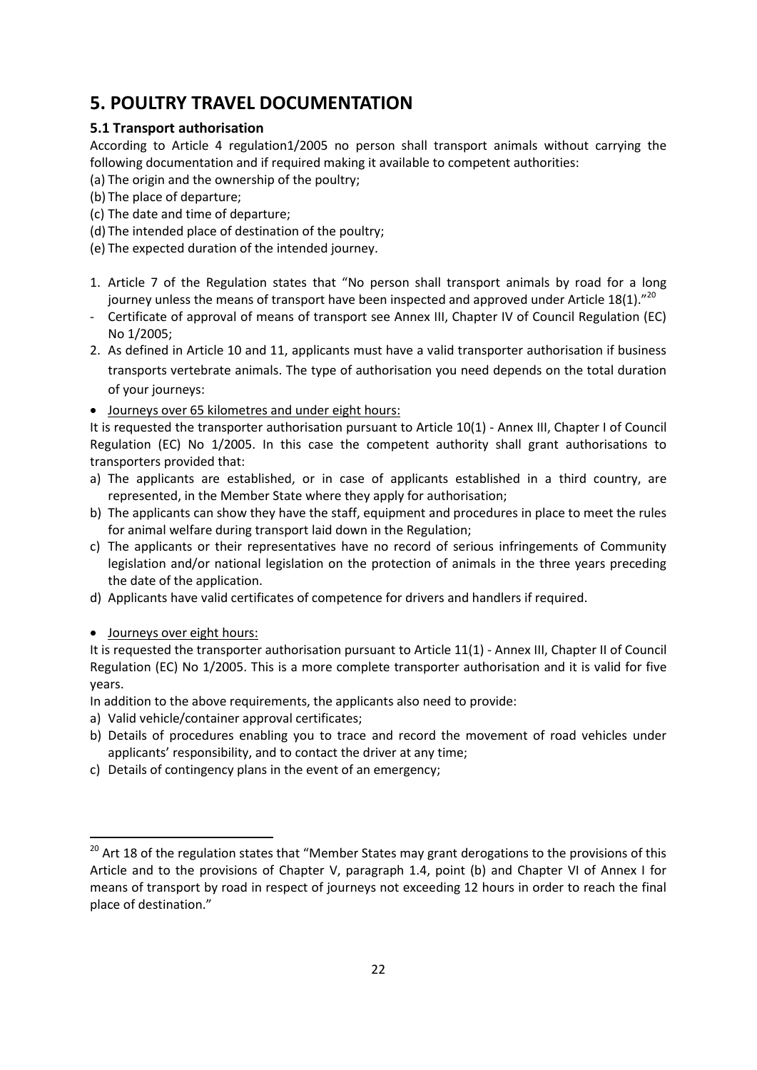# 5. POULTRY TRAVEL DOCUMENTATION

## 5.1 Transport authorisation

According to Article 4 regulation1/2005 no person shall transport animals without carrying the following documentation and if required making it available to competent authorities:

(a) The origin and the ownership of the poultry;
(b) The place of departure;
(c) The date and time of departure;
(d) The intended place of destination of the poultry;
(e) The expected duration of the intended journey.

1. Article 7 of the Regulation states that "No person shall transport animals by road for a long journey unless the means of transport have been inspected and approved under Article 18(1)."[20]

- Certificate of approval of means of transport see Annex III, Chapter IV of Council Regulation (EC) No 1/2005;

2. As defined in Article 10 and 11, applicants must have a valid transporter authorisation if business transports vertebrate animals. The type of authorisation you need depends on the total duration of your journeys:

- Journeys over 65 kilometres and under eight hours:

It is requested the transporter authorisation pursuant to Article 10(1) - Annex III, Chapter I of Council Regulation (EC) No 1/2005. In this case the competent authority shall grant authorisations to transporters provided that:

a) The applicants are established, or in case of applicants established in a third country, are represented, in the Member State where they apply for authorisation;
b) The applicants can show they have the staff, equipment and procedures in place to meet the rules for animal welfare during transport laid down in the Regulation;
c) The applicants or their representatives have no record of serious infringements of Community legislation and/or national legislation on the protection of animals in the three years preceding the date of the application.
d) Applicants have valid certificates of competence for drivers and handlers if required.

- Journeys over eight hours:

It is requested the transporter authorisation pursuant to Article 11(1) - Annex III, Chapter II of Council Regulation (EC) No 1/2005. This is a more complete transporter authorisation and it is valid for five years.

In addition to the above requirements, the applicants also need to provide:

a) Valid vehicle/container approval certificates;
b) Details of procedures enabling you to trace and record the movement of road vehicles under applicants' responsibility, and to contact the driver at any time;
c) Details of contingency plans in the event of an emergency;

---

[20] Art 18 of the regulation states that "Member States may grant derogations to the provisions of this Article and to the provisions of Chapter V, paragraph 1.4, point (b) and Chapter VI of Annex I for means of transport by road in respect of journeys not exceeding 12 hours in order to reach the final place of destination."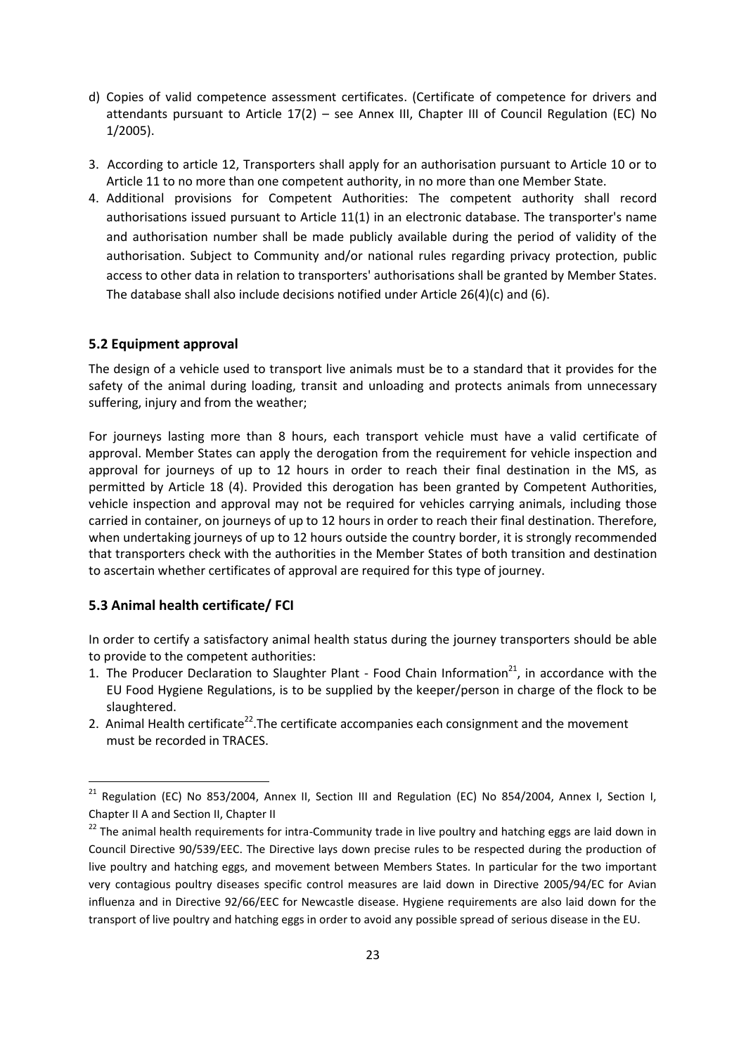d) Copies of valid competence assessment certificates. (Certificate of competence for drivers and attendants pursuant to Article 17(2) – see Annex III, Chapter III of Council Regulation (EC) No 1/2005).

3. According to article 12, Transporters shall apply for an authorisation pursuant to Article 10 or to Article 11 to no more than one competent authority, in no more than one Member State.
4. Additional provisions for Competent Authorities: The competent authority shall record authorisations issued pursuant to Article 11(1) in an electronic database. The transporter's name and authorisation number shall be made publicly available during the period of validity of the authorisation. Subject to Community and/or national rules regarding privacy protection, public access to other data in relation to transporters' authorisations shall be granted by Member States. The database shall also include decisions notified under Article 26(4)(c) and (6).

### 5.2 Equipment approval

The design of a vehicle used to transport live animals must be to a standard that it provides for the safety of the animal during loading, transit and unloading and protects animals from unnecessary suffering, injury and from the weather;

For journeys lasting more than 8 hours, each transport vehicle must have a valid certificate of approval. Member States can apply the derogation from the requirement for vehicle inspection and approval for journeys of up to 12 hours in order to reach their final destination in the MS, as permitted by Article 18 (4). Provided this derogation has been granted by Competent Authorities, vehicle inspection and approval may not be required for vehicles carrying animals, including those carried in container, on journeys of up to 12 hours in order to reach their final destination. Therefore, when undertaking journeys of up to 12 hours outside the country border, it is strongly recommended that transporters check with the authorities in the Member States of both transition and destination to ascertain whether certificates of approval are required for this type of journey.

### 5.3 Animal health certificate/ FCI

In order to certify a satisfactory animal health status during the journey transporters should be able to provide to the competent authorities:

1. The Producer Declaration to Slaughter Plant - Food Chain Information[21], in accordance with the EU Food Hygiene Regulations, is to be supplied by the keeper/person in charge of the flock to be slaughtered.
2. Animal Health certificate[22].The certificate accompanies each consignment and the movement must be recorded in TRACES.

---

[21] Regulation (EC) No 853/2004, Annex II, Section III and Regulation (EC) No 854/2004, Annex I, Section I, Chapter II A and Section II, Chapter II

[22] The animal health requirements for intra-Community trade in live poultry and hatching eggs are laid down in Council Directive 90/539/EEC. The Directive lays down precise rules to be respected during the production of live poultry and hatching eggs, and movement between Members States. In particular for the two important very contagious poultry diseases specific control measures are laid down in Directive 2005/94/EC for Avian influenza and in Directive 92/66/EEC for Newcastle disease. Hygiene requirements are also laid down for the transport of live poultry and hatching eggs in order to avoid any possible spread of serious disease in the EU.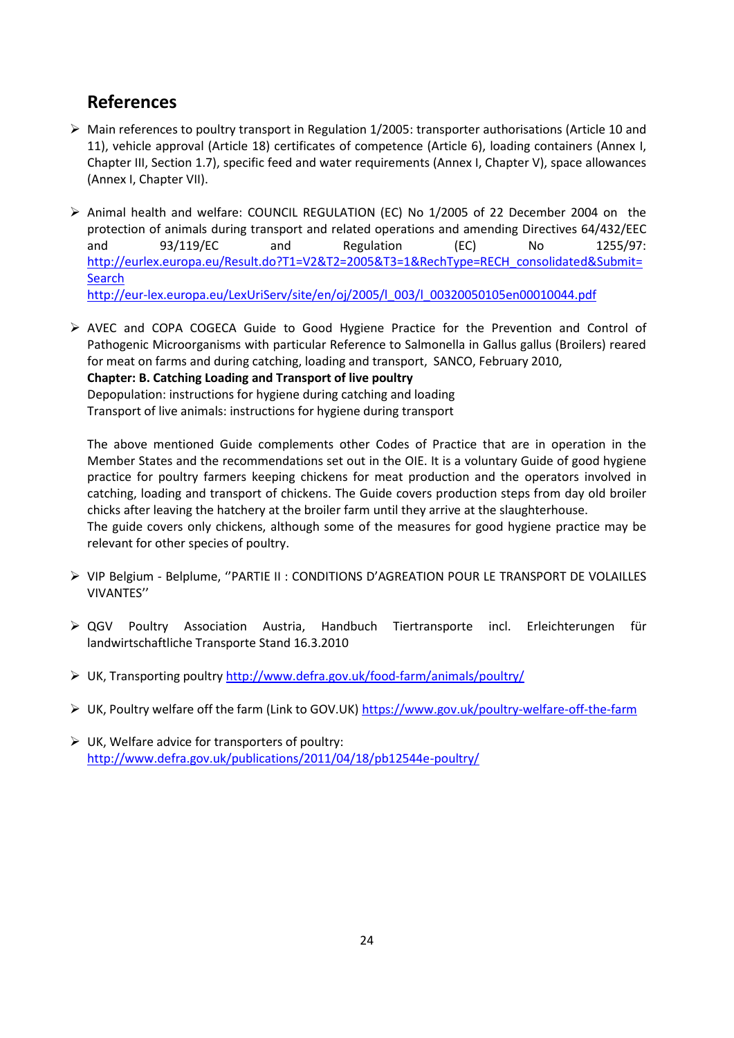## References

- Main references to poultry transport in Regulation 1/2005: transporter authorisations (Article 10 and 11), vehicle approval (Article 18) certificates of competence (Article 6), loading containers (Annex I, Chapter III, Section 1.7), specific feed and water requirements (Annex I, Chapter V), space allowances (Annex I, Chapter VII).

- Animal health and welfare: COUNCIL REGULATION (EC) No 1/2005 of 22 December 2004 on the protection of animals during transport and related operations and amending Directives 64/432/EEC and 93/119/EC and Regulation (EC) No 1255/97: http://eurlex.europa.eu/Result.do?T1=V2&T2=2005&T3=1&RechType=RECH_consolidated&Submit=Search
  http://eur-lex.europa.eu/LexUriServ/site/en/oj/2005/l_003/l_00320050105en00010044.pdf

- AVEC and COPA COGECA Guide to Good Hygiene Practice for the Prevention and Control of Pathogenic Microorganisms with particular Reference to Salmonella in Gallus gallus (Broilers) reared for meat on farms and during catching, loading and transport, SANCO, February 2010,
  **Chapter: B. Catching Loading and Transport of live poultry**
  Depopulation: instructions for hygiene during catching and loading
  Transport of live animals: instructions for hygiene during transport

  The above mentioned Guide complements other Codes of Practice that are in operation in the Member States and the recommendations set out in the OIE. It is a voluntary Guide of good hygiene practice for poultry farmers keeping chickens for meat production and the operators involved in catching, loading and transport of chickens. The Guide covers production steps from day old broiler chicks after leaving the hatchery at the broiler farm until they arrive at the slaughterhouse.
  The guide covers only chickens, although some of the measures for good hygiene practice may be relevant for other species of poultry.

- VIP Belgium - Belplume, ''PARTIE II : CONDITIONS D'AGREATION POUR LE TRANSPORT DE VOLAILLES VIVANTES''

- QGV Poultry Association Austria, Handbuch Tiertransporte incl. Erleichterungen für landwirtschaftliche Transporte Stand 16.3.2010

- UK, Transporting poultry http://www.defra.gov.uk/food-farm/animals/poultry/

- UK, Poultry welfare off the farm (Link to GOV.UK) https://www.gov.uk/poultry-welfare-off-the-farm

- UK, Welfare advice for transporters of poultry:
  http://www.defra.gov.uk/publications/2011/04/18/pb12544e-poultry/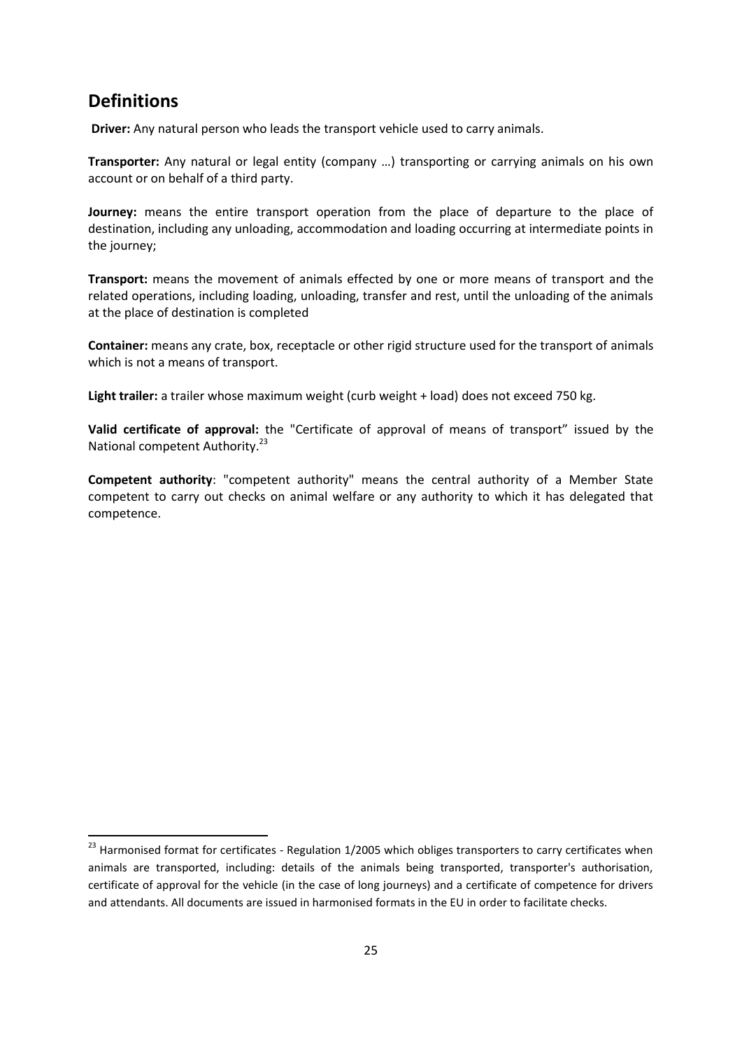## Definitions

**Driver:** Any natural person who leads the transport vehicle used to carry animals.

**Transporter:** Any natural or legal entity (company …) transporting or carrying animals on his own account or on behalf of a third party.

**Journey:** means the entire transport operation from the place of departure to the place of destination, including any unloading, accommodation and loading occurring at intermediate points in the journey;

**Transport:** means the movement of animals effected by one or more means of transport and the related operations, including loading, unloading, transfer and rest, until the unloading of the animals at the place of destination is completed

**Container:** means any crate, box, receptacle or other rigid structure used for the transport of animals which is not a means of transport.

**Light trailer:** a trailer whose maximum weight (curb weight + load) does not exceed 750 kg.

**Valid certificate of approval:** the "Certificate of approval of means of transport" issued by the National competent Authority.[23]

**Competent authority**: "competent authority" means the central authority of a Member State competent to carry out checks on animal welfare or any authority to which it has delegated that competence.

---

[23] Harmonised format for certificates - Regulation 1/2005 which obliges transporters to carry certificates when animals are transported, including: details of the animals being transported, transporter's authorisation, certificate of approval for the vehicle (in the case of long journeys) and a certificate of competence for drivers and attendants. All documents are issued in harmonised formats in the EU in order to facilitate checks.